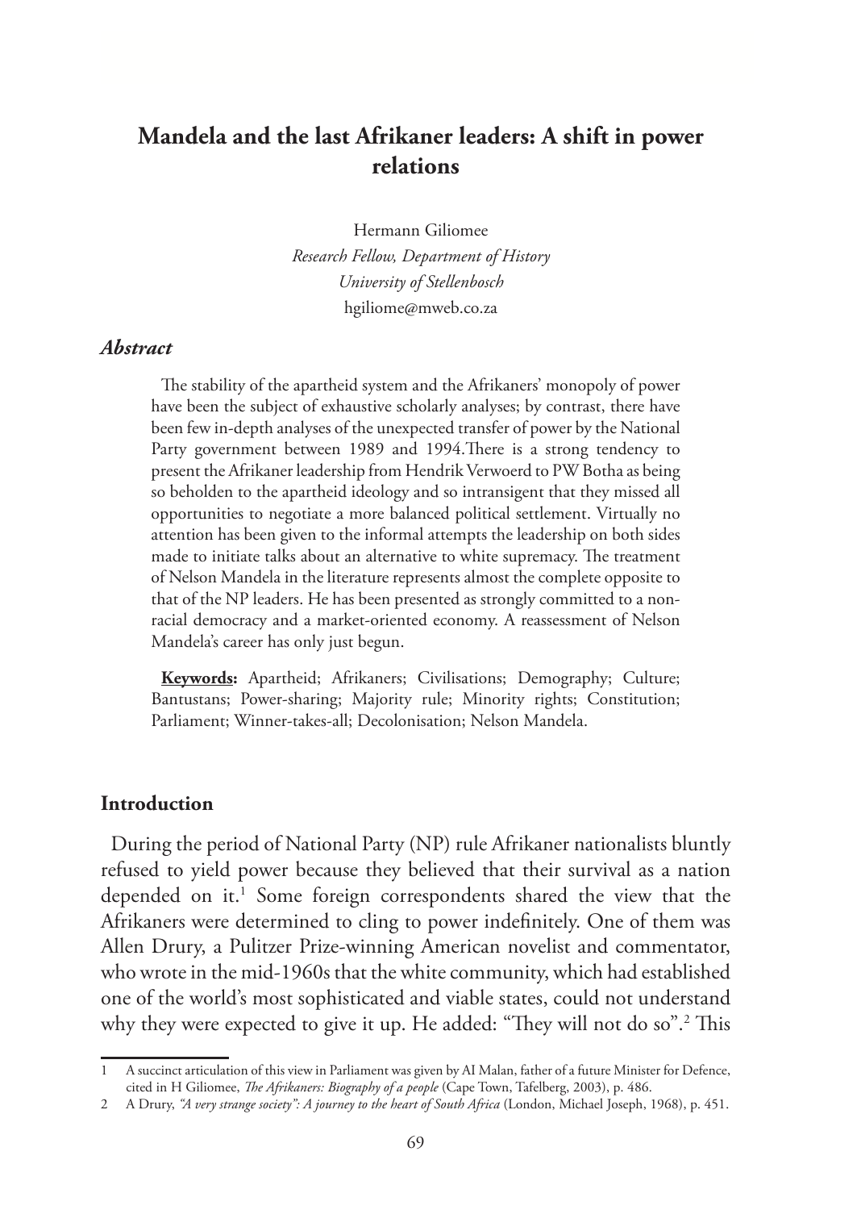# Mandela and the last Afrikaner leaders: A shift in power relations

Hermann Giliomee  
*Research Fellow, Department of History*  
*University of Stellenbosch*  
hgiliome@mweb.co.za

### *Abstract*

The stability of the apartheid system and the Afrikaners' monopoly of power have been the subject of exhaustive scholarly analyses; by contrast, there have been few in-depth analyses of the unexpected transfer of power by the National Party government between 1989 and 1994.There is a strong tendency to present the Afrikaner leadership from Hendrik Verwoerd to PW Botha as being so beholden to the apartheid ideology and so intransigent that they missed all opportunities to negotiate a more balanced political settlement. Virtually no attention has been given to the informal attempts the leadership on both sides made to initiate talks about an alternative to white supremacy. The treatment of Nelson Mandela in the literature represents almost the complete opposite to that of the NP leaders. He has been presented as strongly committed to a non-racial democracy and a market-oriented economy. A reassessment of Nelson Mandela's career has only just begun.

**Keywords:** Apartheid; Afrikaners; Civilisations; Demography; Culture; Bantustans; Power-sharing; Majority rule; Minority rights; Constitution; Parliament; Winner-takes-all; Decolonisation; Nelson Mandela.

## Introduction

During the period of National Party (NP) rule Afrikaner nationalists bluntly refused to yield power because they believed that their survival as a nation depended on it.[1] Some foreign correspondents shared the view that the Afrikaners were determined to cling to power indefinitely. One of them was Allen Drury, a Pulitzer Prize-winning American novelist and commentator, who wrote in the mid-1960s that the white community, which had established one of the world's most sophisticated and viable states, could not understand why they were expected to give it up. He added: "They will not do so".[2] This

---

1 A succinct articulation of this view in Parliament was given by AI Malan, father of a future Minister for Defence, cited in H Giliomee, *The Afrikaners: Biography of a people* (Cape Town, Tafelberg, 2003), p. 486.

2 A Drury, *"A very strange society": A journey to the heart of South Africa* (London, Michael Joseph, 1968), p. 451.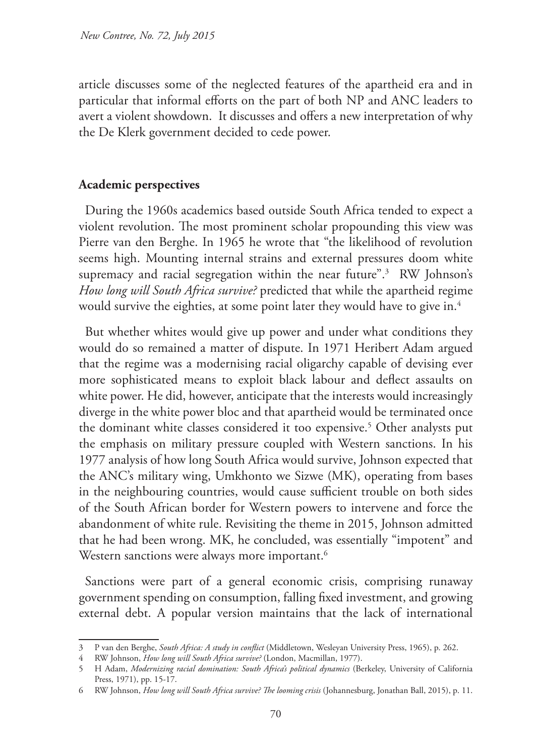article discusses some of the neglected features of the apartheid era and in particular that informal efforts on the part of both NP and ANC leaders to avert a violent showdown. It discusses and offers a new interpretation of why the De Klerk government decided to cede power.

## Academic perspectives

During the 1960s academics based outside South Africa tended to expect a violent revolution. The most prominent scholar propounding this view was Pierre van den Berghe. In 1965 he wrote that "the likelihood of revolution seems high. Mounting internal strains and external pressures doom white supremacy and racial segregation within the near future".[3] RW Johnson's *How long will South Africa survive?* predicted that while the apartheid regime would survive the eighties, at some point later they would have to give in.[4]

But whether whites would give up power and under what conditions they would do so remained a matter of dispute. In 1971 Heribert Adam argued that the regime was a modernising racial oligarchy capable of devising ever more sophisticated means to exploit black labour and deflect assaults on white power. He did, however, anticipate that the interests would increasingly diverge in the white power bloc and that apartheid would be terminated once the dominant white classes considered it too expensive.[5] Other analysts put the emphasis on military pressure coupled with Western sanctions. In his 1977 analysis of how long South Africa would survive, Johnson expected that the ANC's military wing, Umkhonto we Sizwe (MK), operating from bases in the neighbouring countries, would cause sufficient trouble on both sides of the South African border for Western powers to intervene and force the abandonment of white rule. Revisiting the theme in 2015, Johnson admitted that he had been wrong. MK, he concluded, was essentially "impotent" and Western sanctions were always more important.[6]

Sanctions were part of a general economic crisis, comprising runaway government spending on consumption, falling fixed investment, and growing external debt. A popular version maintains that the lack of international

---

3 P van den Berghe, *South Africa: A study in conflict* (Middletown, Wesleyan University Press, 1965), p. 262.

4 RW Johnson, *How long will South Africa survive?* (London, Macmillan, 1977).

5 H Adam, *Modernizing racial domination: South Africa's political dynamics* (Berkeley, University of California Press, 1971), pp. 15-17.

6 RW Johnson, *How long will South Africa survive? The looming crisis* (Johannesburg, Jonathan Ball, 2015), p. 11.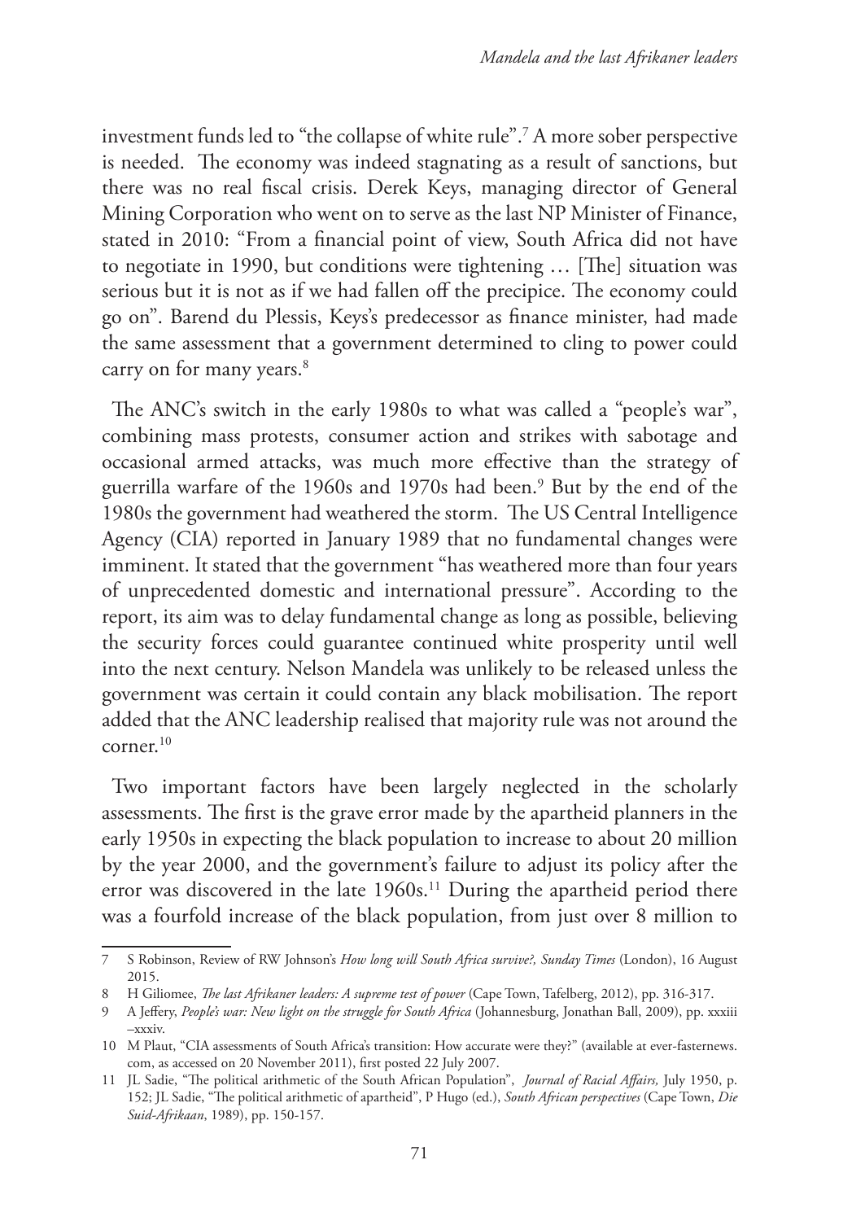investment funds led to "the collapse of white rule".[7] A more sober perspective is needed. The economy was indeed stagnating as a result of sanctions, but there was no real fiscal crisis. Derek Keys, managing director of General Mining Corporation who went on to serve as the last NP Minister of Finance, stated in 2010: "From a financial point of view, South Africa did not have to negotiate in 1990, but conditions were tightening … [The] situation was serious but it is not as if we had fallen off the precipice. The economy could go on". Barend du Plessis, Keys's predecessor as finance minister, had made the same assessment that a government determined to cling to power could carry on for many years.[8]

The ANC's switch in the early 1980s to what was called a "people's war", combining mass protests, consumer action and strikes with sabotage and occasional armed attacks, was much more effective than the strategy of guerrilla warfare of the 1960s and 1970s had been.[9] But by the end of the 1980s the government had weathered the storm. The US Central Intelligence Agency (CIA) reported in January 1989 that no fundamental changes were imminent. It stated that the government "has weathered more than four years of unprecedented domestic and international pressure". According to the report, its aim was to delay fundamental change as long as possible, believing the security forces could guarantee continued white prosperity until well into the next century. Nelson Mandela was unlikely to be released unless the government was certain it could contain any black mobilisation. The report added that the ANC leadership realised that majority rule was not around the corner.[10]

Two important factors have been largely neglected in the scholarly assessments. The first is the grave error made by the apartheid planners in the early 1950s in expecting the black population to increase to about 20 million by the year 2000, and the government's failure to adjust its policy after the error was discovered in the late 1960s.[11] During the apartheid period there was a fourfold increase of the black population, from just over 8 million to

---

7 S Robinson, Review of RW Johnson's *How long will South Africa survive?, Sunday Times* (London), 16 August 2015.

8 H Giliomee, *The last Afrikaner leaders: A supreme test of power* (Cape Town, Tafelberg, 2012), pp. 316-317.

9 A Jeffery, *People's war: New light on the struggle for South Africa* (Johannesburg, Jonathan Ball, 2009), pp. xxxiii –xxxiv.

10 M Plaut, "CIA assessments of South Africa's transition: How accurate were they?" (available at ever-fasternews.com, as accessed on 20 November 2011), first posted 22 July 2007.

11 JL Sadie, "The political arithmetic of the South African Population", *Journal of Racial Affairs,* July 1950, p. 152; JL Sadie, "The political arithmetic of apartheid", P Hugo (ed.), *South African perspectives* (Cape Town, *Die Suid-Afrikaan*, 1989), pp. 150-157.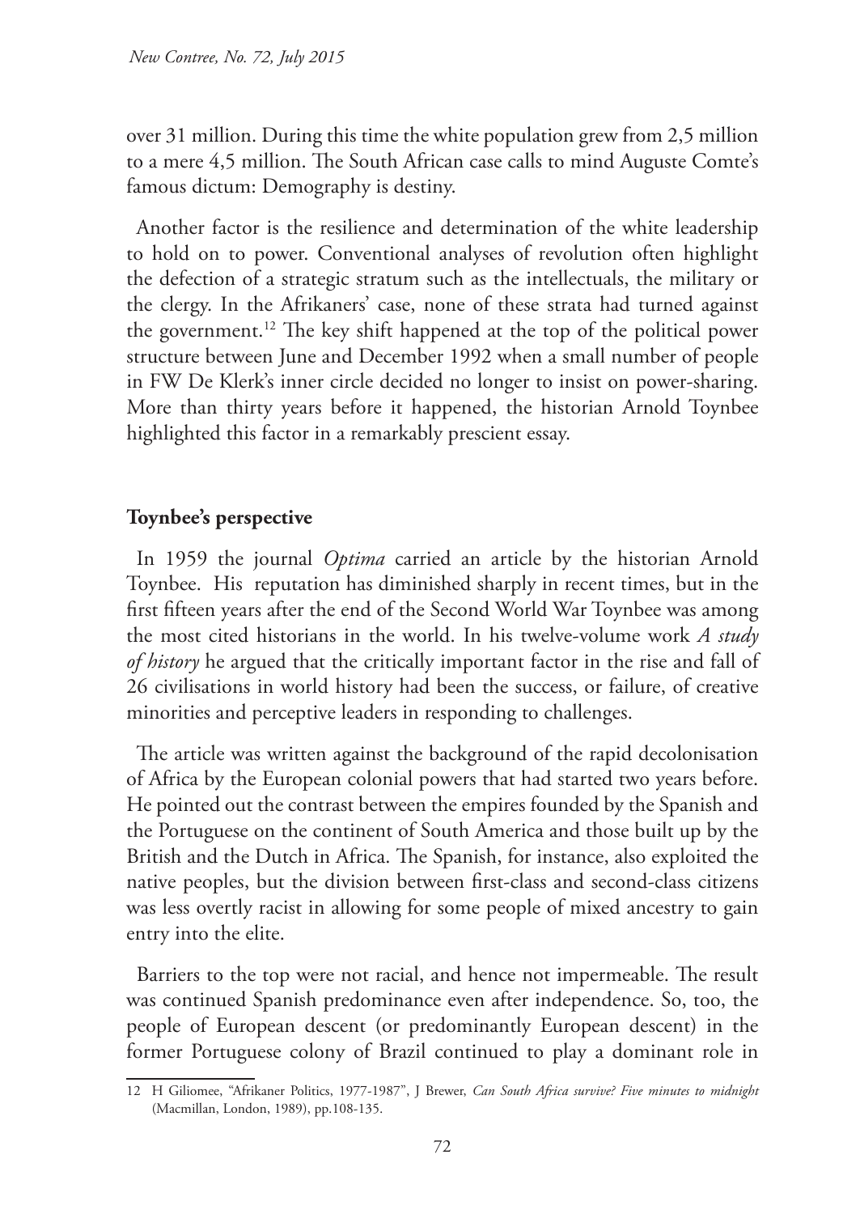over 31 million. During this time the white population grew from 2,5 million to a mere 4,5 million. The South African case calls to mind Auguste Comte's famous dictum: Demography is destiny.

Another factor is the resilience and determination of the white leadership to hold on to power. Conventional analyses of revolution often highlight the defection of a strategic stratum such as the intellectuals, the military or the clergy. In the Afrikaners' case, none of these strata had turned against the government.[12] The key shift happened at the top of the political power structure between June and December 1992 when a small number of people in FW De Klerk's inner circle decided no longer to insist on power-sharing. More than thirty years before it happened, the historian Arnold Toynbee highlighted this factor in a remarkably prescient essay.

## Toynbee's perspective

In 1959 the journal *Optima* carried an article by the historian Arnold Toynbee. His reputation has diminished sharply in recent times, but in the first fifteen years after the end of the Second World War Toynbee was among the most cited historians in the world. In his twelve-volume work *A study of history* he argued that the critically important factor in the rise and fall of 26 civilisations in world history had been the success, or failure, of creative minorities and perceptive leaders in responding to challenges.

The article was written against the background of the rapid decolonisation of Africa by the European colonial powers that had started two years before. He pointed out the contrast between the empires founded by the Spanish and the Portuguese on the continent of South America and those built up by the British and the Dutch in Africa. The Spanish, for instance, also exploited the native peoples, but the division between first-class and second-class citizens was less overtly racist in allowing for some people of mixed ancestry to gain entry into the elite.

Barriers to the top were not racial, and hence not impermeable. The result was continued Spanish predominance even after independence. So, too, the people of European descent (or predominantly European descent) in the former Portuguese colony of Brazil continued to play a dominant role in

---

12 H Giliomee, "Afrikaner Politics, 1977-1987", J Brewer, *Can South Africa survive? Five minutes to midnight* (Macmillan, London, 1989), pp.108-135.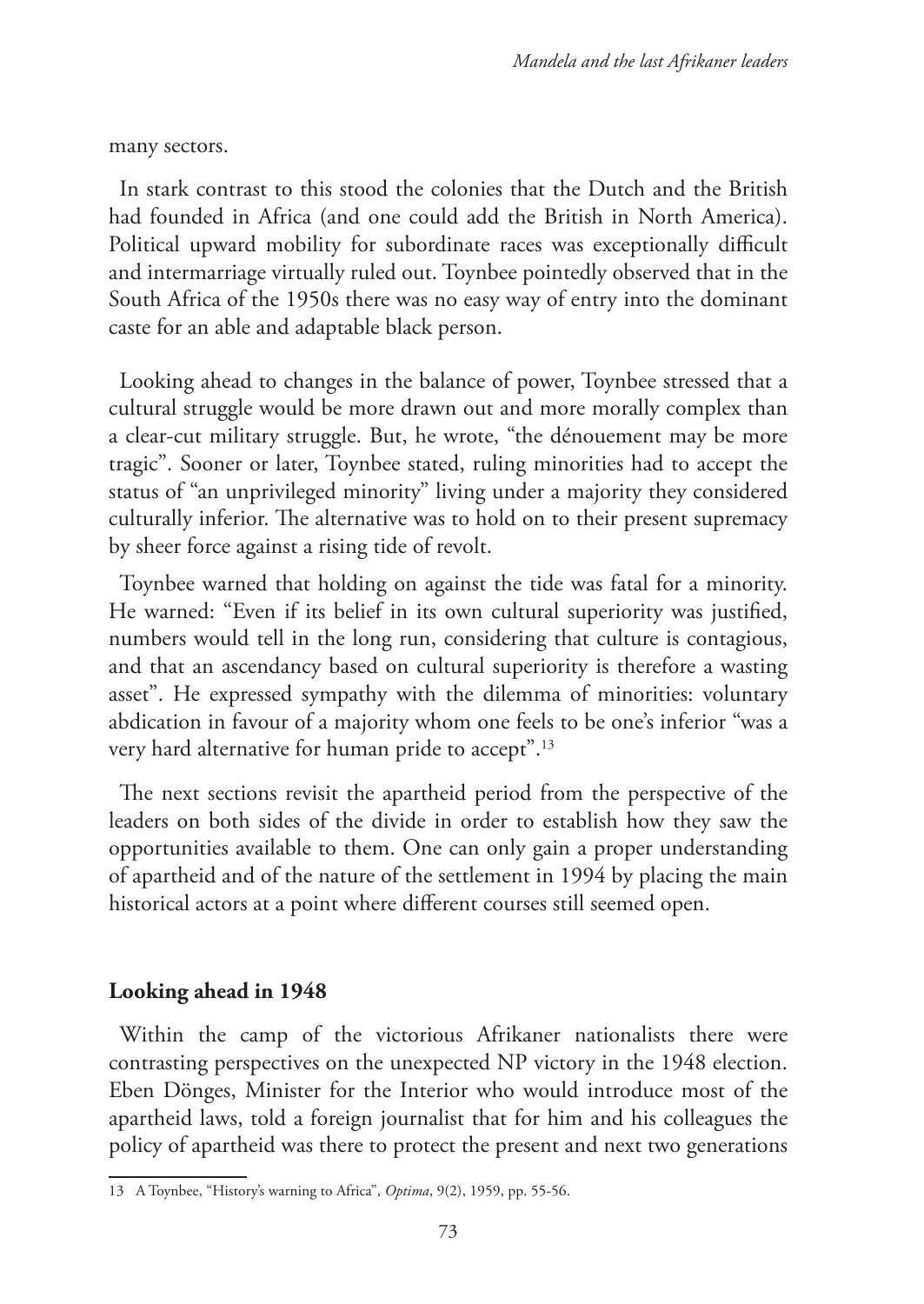many sectors.

In stark contrast to this stood the colonies that the Dutch and the British had founded in Africa (and one could add the British in North America). Political upward mobility for subordinate races was exceptionally difficult and intermarriage virtually ruled out. Toynbee pointedly observed that in the South Africa of the 1950s there was no easy way of entry into the dominant caste for an able and adaptable black person.

Looking ahead to changes in the balance of power, Toynbee stressed that a cultural struggle would be more drawn out and more morally complex than a clear-cut military struggle. But, he wrote, "the dénouement may be more tragic". Sooner or later, Toynbee stated, ruling minorities had to accept the status of "an unprivileged minority" living under a majority they considered culturally inferior. The alternative was to hold on to their present supremacy by sheer force against a rising tide of revolt.

Toynbee warned that holding on against the tide was fatal for a minority. He warned: "Even if its belief in its own cultural superiority was justified, numbers would tell in the long run, considering that culture is contagious, and that an ascendancy based on cultural superiority is therefore a wasting asset". He expressed sympathy with the dilemma of minorities: voluntary abdication in favour of a majority whom one feels to be one's inferior "was a very hard alternative for human pride to accept".[13]

The next sections revisit the apartheid period from the perspective of the leaders on both sides of the divide in order to establish how they saw the opportunities available to them. One can only gain a proper understanding of apartheid and of the nature of the settlement in 1994 by placing the main historical actors at a point where different courses still seemed open.

## Looking ahead in 1948

Within the camp of the victorious Afrikaner nationalists there were contrasting perspectives on the unexpected NP victory in the 1948 election. Eben Dönges, Minister for the Interior who would introduce most of the apartheid laws, told a foreign journalist that for him and his colleagues the policy of apartheid was there to protect the present and next two generations

---

13 A Toynbee, "History's warning to Africa", *Optima*, 9(2), 1959, pp. 55-56.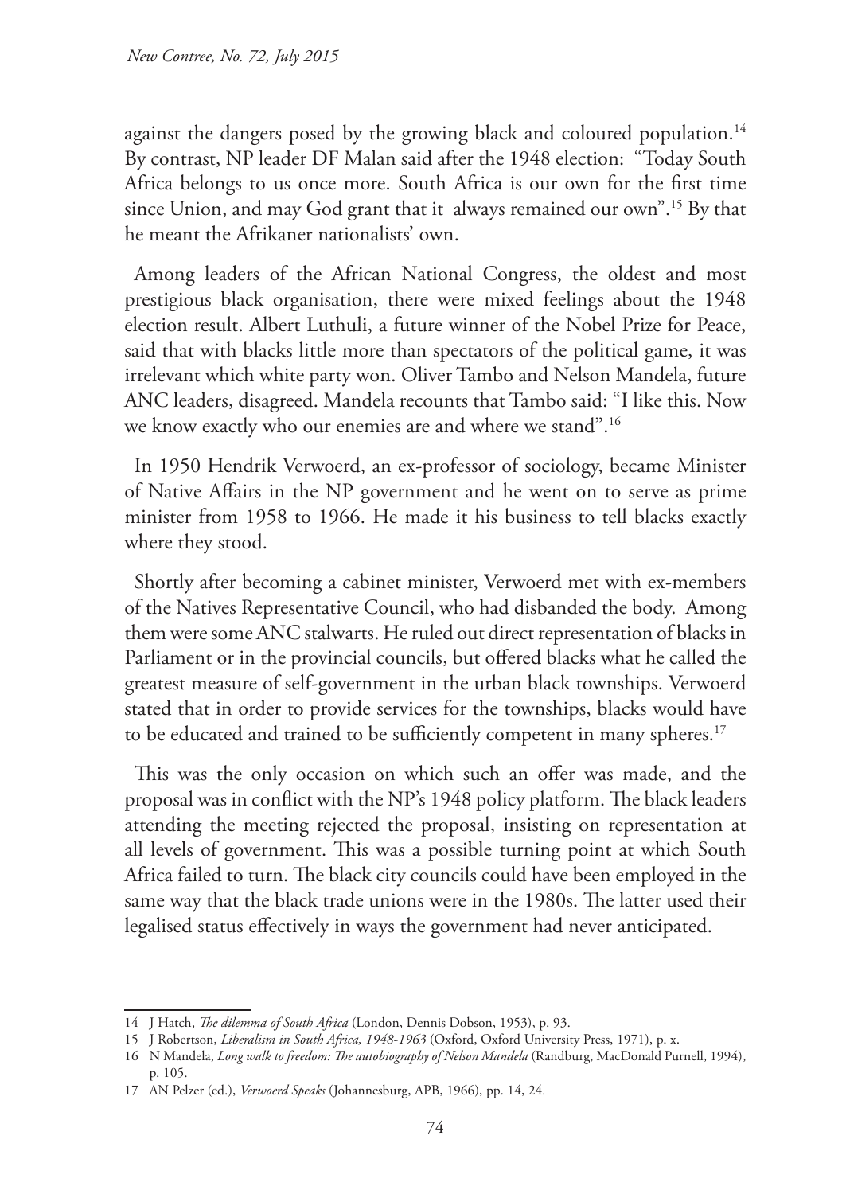against the dangers posed by the growing black and coloured population.[14] By contrast, NP leader DF Malan said after the 1948 election: "Today South Africa belongs to us once more. South Africa is our own for the first time since Union, and may God grant that it always remained our own".[15] By that he meant the Afrikaner nationalists' own.

Among leaders of the African National Congress, the oldest and most prestigious black organisation, there were mixed feelings about the 1948 election result. Albert Luthuli, a future winner of the Nobel Prize for Peace, said that with blacks little more than spectators of the political game, it was irrelevant which white party won. Oliver Tambo and Nelson Mandela, future ANC leaders, disagreed. Mandela recounts that Tambo said: "I like this. Now we know exactly who our enemies are and where we stand".[16]

In 1950 Hendrik Verwoerd, an ex-professor of sociology, became Minister of Native Affairs in the NP government and he went on to serve as prime minister from 1958 to 1966. He made it his business to tell blacks exactly where they stood.

Shortly after becoming a cabinet minister, Verwoerd met with ex-members of the Natives Representative Council, who had disbanded the body. Among them were some ANC stalwarts. He ruled out direct representation of blacks in Parliament or in the provincial councils, but offered blacks what he called the greatest measure of self-government in the urban black townships. Verwoerd stated that in order to provide services for the townships, blacks would have to be educated and trained to be sufficiently competent in many spheres.[17]

This was the only occasion on which such an offer was made, and the proposal was in conflict with the NP's 1948 policy platform. The black leaders attending the meeting rejected the proposal, insisting on representation at all levels of government. This was a possible turning point at which South Africa failed to turn. The black city councils could have been employed in the same way that the black trade unions were in the 1980s. The latter used their legalised status effectively in ways the government had never anticipated.

---

14 J Hatch, *The dilemma of South Africa* (London, Dennis Dobson, 1953), p. 93.

15 J Robertson, *Liberalism in South Africa, 1948-1963* (Oxford, Oxford University Press, 1971), p. x.

16 N Mandela, *Long walk to freedom: The autobiography of Nelson Mandela* (Randburg, MacDonald Purnell, 1994), p. 105.

17 AN Pelzer (ed.), *Verwoerd Speaks* (Johannesburg, APB, 1966), pp. 14, 24.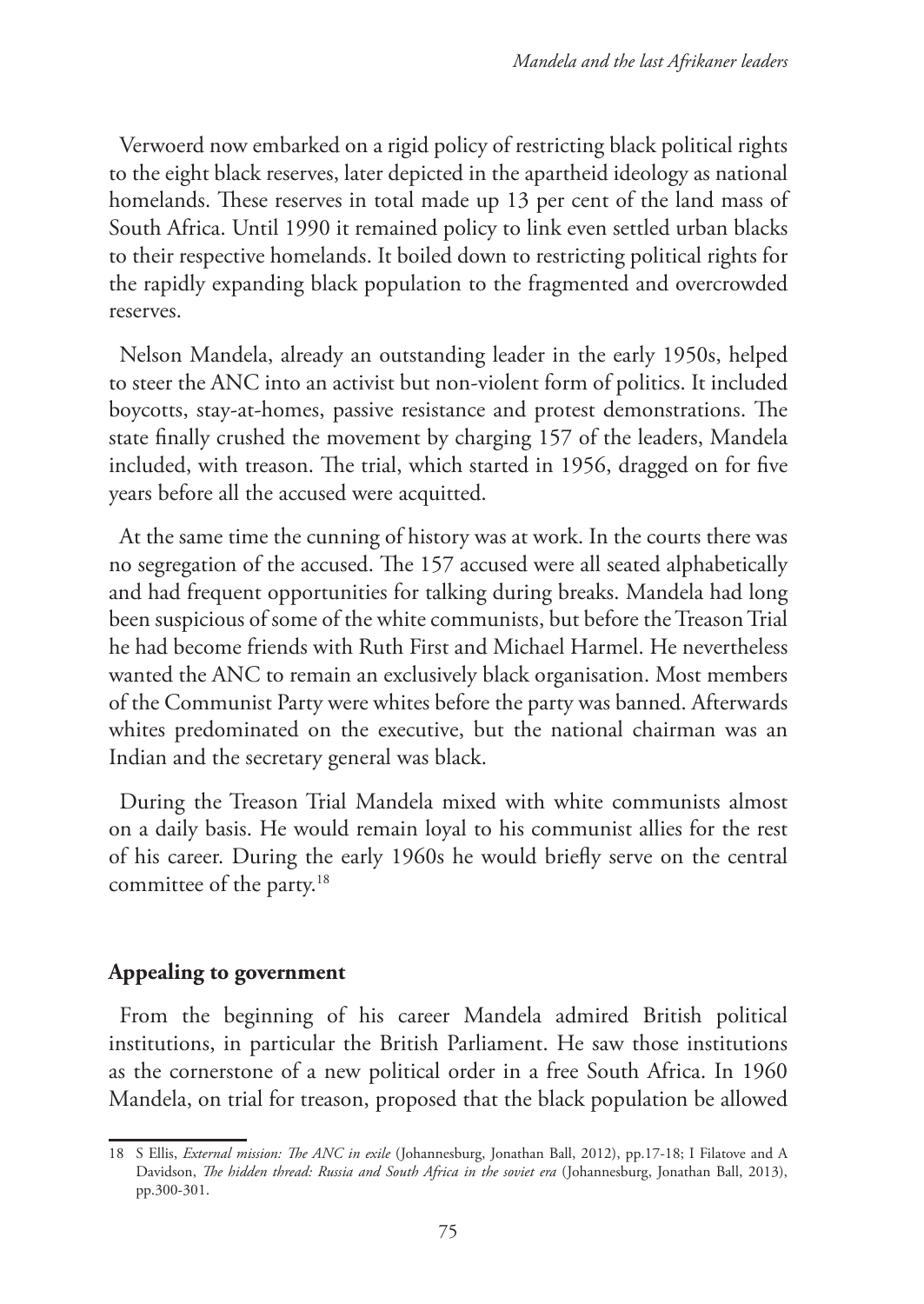Verwoerd now embarked on a rigid policy of restricting black political rights to the eight black reserves, later depicted in the apartheid ideology as national homelands. These reserves in total made up 13 per cent of the land mass of South Africa. Until 1990 it remained policy to link even settled urban blacks to their respective homelands. It boiled down to restricting political rights for the rapidly expanding black population to the fragmented and overcrowded reserves.

Nelson Mandela, already an outstanding leader in the early 1950s, helped to steer the ANC into an activist but non-violent form of politics. It included boycotts, stay-at-homes, passive resistance and protest demonstrations. The state finally crushed the movement by charging 157 of the leaders, Mandela included, with treason. The trial, which started in 1956, dragged on for five years before all the accused were acquitted.

At the same time the cunning of history was at work. In the courts there was no segregation of the accused. The 157 accused were all seated alphabetically and had frequent opportunities for talking during breaks. Mandela had long been suspicious of some of the white communists, but before the Treason Trial he had become friends with Ruth First and Michael Harmel. He nevertheless wanted the ANC to remain an exclusively black organisation. Most members of the Communist Party were whites before the party was banned. Afterwards whites predominated on the executive, but the national chairman was an Indian and the secretary general was black.

During the Treason Trial Mandela mixed with white communists almost on a daily basis. He would remain loyal to his communist allies for the rest of his career. During the early 1960s he would briefly serve on the central committee of the party.[18]

## Appealing to government

From the beginning of his career Mandela admired British political institutions, in particular the British Parliament. He saw those institutions as the cornerstone of a new political order in a free South Africa. In 1960 Mandela, on trial for treason, proposed that the black population be allowed

---

18 S Ellis, *External mission: The ANC in exile* (Johannesburg, Jonathan Ball, 2012), pp.17-18; I Filatove and A Davidson, *The hidden thread: Russia and South Africa in the soviet era* (Johannesburg, Jonathan Ball, 2013), pp.300-301.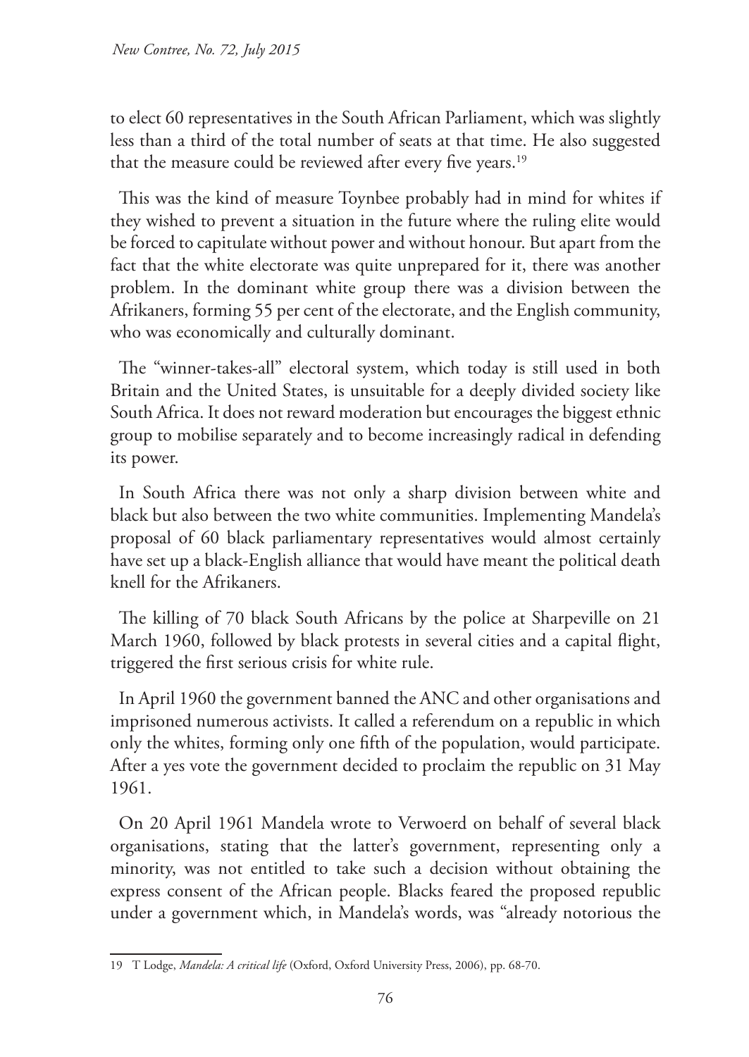to elect 60 representatives in the South African Parliament, which was slightly less than a third of the total number of seats at that time. He also suggested that the measure could be reviewed after every five years.[19]

This was the kind of measure Toynbee probably had in mind for whites if they wished to prevent a situation in the future where the ruling elite would be forced to capitulate without power and without honour. But apart from the fact that the white electorate was quite unprepared for it, there was another problem. In the dominant white group there was a division between the Afrikaners, forming 55 per cent of the electorate, and the English community, who was economically and culturally dominant.

The "winner-takes-all" electoral system, which today is still used in both Britain and the United States, is unsuitable for a deeply divided society like South Africa. It does not reward moderation but encourages the biggest ethnic group to mobilise separately and to become increasingly radical in defending its power.

In South Africa there was not only a sharp division between white and black but also between the two white communities. Implementing Mandela's proposal of 60 black parliamentary representatives would almost certainly have set up a black-English alliance that would have meant the political death knell for the Afrikaners.

The killing of 70 black South Africans by the police at Sharpeville on 21 March 1960, followed by black protests in several cities and a capital flight, triggered the first serious crisis for white rule.

In April 1960 the government banned the ANC and other organisations and imprisoned numerous activists. It called a referendum on a republic in which only the whites, forming only one fifth of the population, would participate. After a yes vote the government decided to proclaim the republic on 31 May 1961.

On 20 April 1961 Mandela wrote to Verwoerd on behalf of several black organisations, stating that the latter's government, representing only a minority, was not entitled to take such a decision without obtaining the express consent of the African people. Blacks feared the proposed republic under a government which, in Mandela's words, was "already notorious the

---

19 T Lodge, *Mandela: A critical life* (Oxford, Oxford University Press, 2006), pp. 68-70.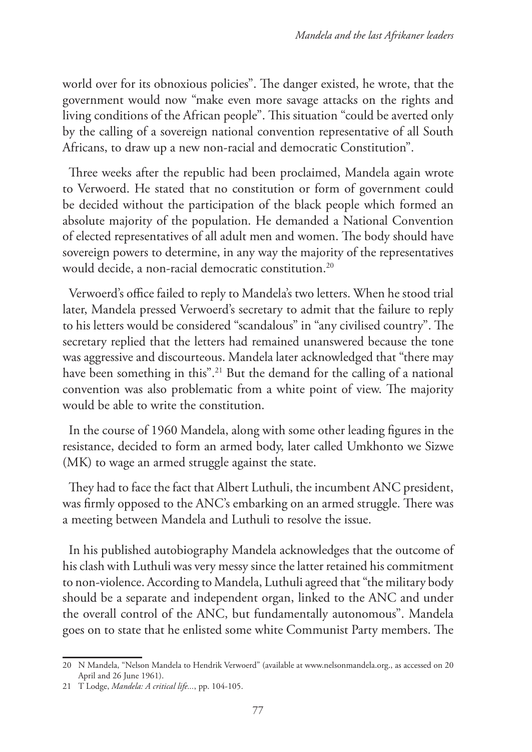world over for its obnoxious policies". The danger existed, he wrote, that the government would now "make even more savage attacks on the rights and living conditions of the African people". This situation "could be averted only by the calling of a sovereign national convention representative of all South Africans, to draw up a new non-racial and democratic Constitution".

Three weeks after the republic had been proclaimed, Mandela again wrote to Verwoerd. He stated that no constitution or form of government could be decided without the participation of the black people which formed an absolute majority of the population. He demanded a National Convention of elected representatives of all adult men and women. The body should have sovereign powers to determine, in any way the majority of the representatives would decide, a non-racial democratic constitution.[20]

Verwoerd's office failed to reply to Mandela's two letters. When he stood trial later, Mandela pressed Verwoerd's secretary to admit that the failure to reply to his letters would be considered "scandalous" in "any civilised country". The secretary replied that the letters had remained unanswered because the tone was aggressive and discourteous. Mandela later acknowledged that "there may have been something in this".[21] But the demand for the calling of a national convention was also problematic from a white point of view. The majority would be able to write the constitution.

In the course of 1960 Mandela, along with some other leading figures in the resistance, decided to form an armed body, later called Umkhonto we Sizwe (MK) to wage an armed struggle against the state.

They had to face the fact that Albert Luthuli, the incumbent ANC president, was firmly opposed to the ANC's embarking on an armed struggle. There was a meeting between Mandela and Luthuli to resolve the issue.

In his published autobiography Mandela acknowledges that the outcome of his clash with Luthuli was very messy since the latter retained his commitment to non-violence. According to Mandela, Luthuli agreed that "the military body should be a separate and independent organ, linked to the ANC and under the overall control of the ANC, but fundamentally autonomous". Mandela goes on to state that he enlisted some white Communist Party members. The

---

20 N Mandela, "Nelson Mandela to Hendrik Verwoerd" (available at www.nelsonmandela.org., as accessed on 20 April and 26 June 1961).

21 T Lodge, *Mandela: A critical life...*, pp. 104-105.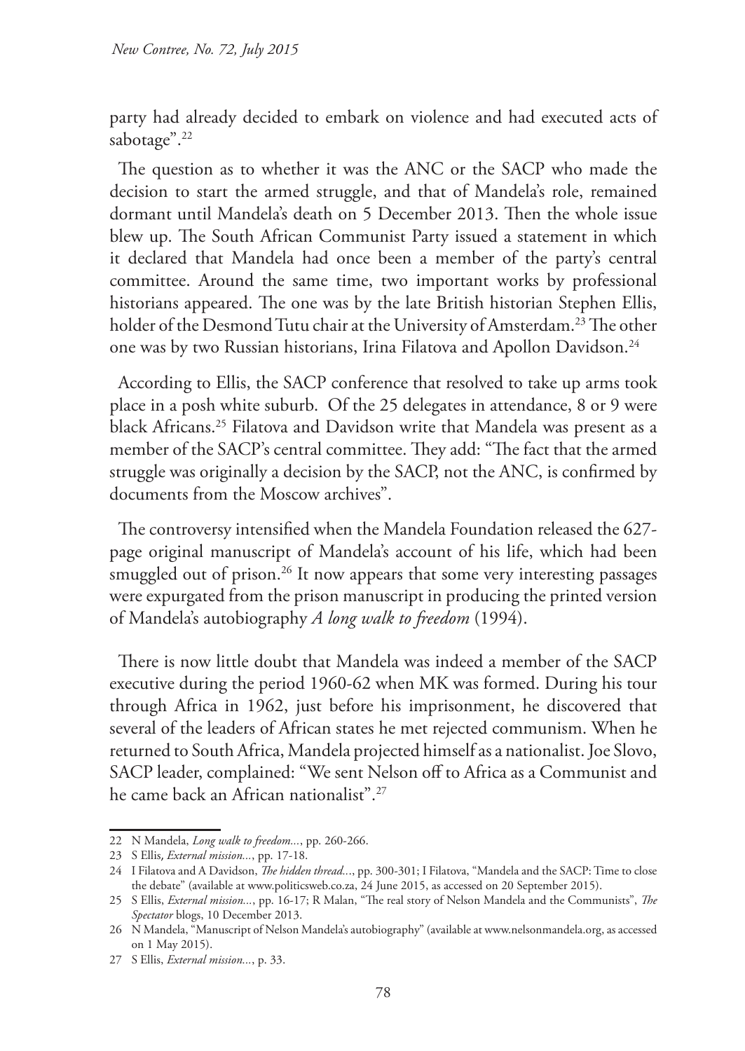party had already decided to embark on violence and had executed acts of sabotage".[22]

The question as to whether it was the ANC or the SACP who made the decision to start the armed struggle, and that of Mandela's role, remained dormant until Mandela's death on 5 December 2013. Then the whole issue blew up. The South African Communist Party issued a statement in which it declared that Mandela had once been a member of the party's central committee. Around the same time, two important works by professional historians appeared. The one was by the late British historian Stephen Ellis, holder of the Desmond Tutu chair at the University of Amsterdam.[23] The other one was by two Russian historians, Irina Filatova and Apollon Davidson.[24]

According to Ellis, the SACP conference that resolved to take up arms took place in a posh white suburb. Of the 25 delegates in attendance, 8 or 9 were black Africans.[25] Filatova and Davidson write that Mandela was present as a member of the SACP's central committee. They add: "The fact that the armed struggle was originally a decision by the SACP, not the ANC, is confirmed by documents from the Moscow archives".

The controversy intensified when the Mandela Foundation released the 627-page original manuscript of Mandela's account of his life, which had been smuggled out of prison.[26] It now appears that some very interesting passages were expurgated from the prison manuscript in producing the printed version of Mandela's autobiography *A long walk to freedom* (1994).

There is now little doubt that Mandela was indeed a member of the SACP executive during the period 1960-62 when MK was formed. During his tour through Africa in 1962, just before his imprisonment, he discovered that several of the leaders of African states he met rejected communism. When he returned to South Africa, Mandela projected himself as a nationalist. Joe Slovo, SACP leader, complained: "We sent Nelson off to Africa as a Communist and he came back an African nationalist".[27]

---

22 N Mandela, *Long walk to freedom...*, pp. 260-266.

23 S Ellis, *External mission...*, pp. 17-18.

24 I Filatova and A Davidson, *The hidden thread...*, pp. 300-301; I Filatova, "Mandela and the SACP: Time to close the debate" (available at www.politicsweb.co.za, 24 June 2015, as accessed on 20 September 2015).

25 S Ellis, *External mission...*, pp. 16-17; R Malan, "The real story of Nelson Mandela and the Communists", *The Spectator* blogs, 10 December 2013.

26 N Mandela, "Manuscript of Nelson Mandela's autobiography" (available at www.nelsonmandela.org, as accessed on 1 May 2015).

27 S Ellis, *External mission...*, p. 33.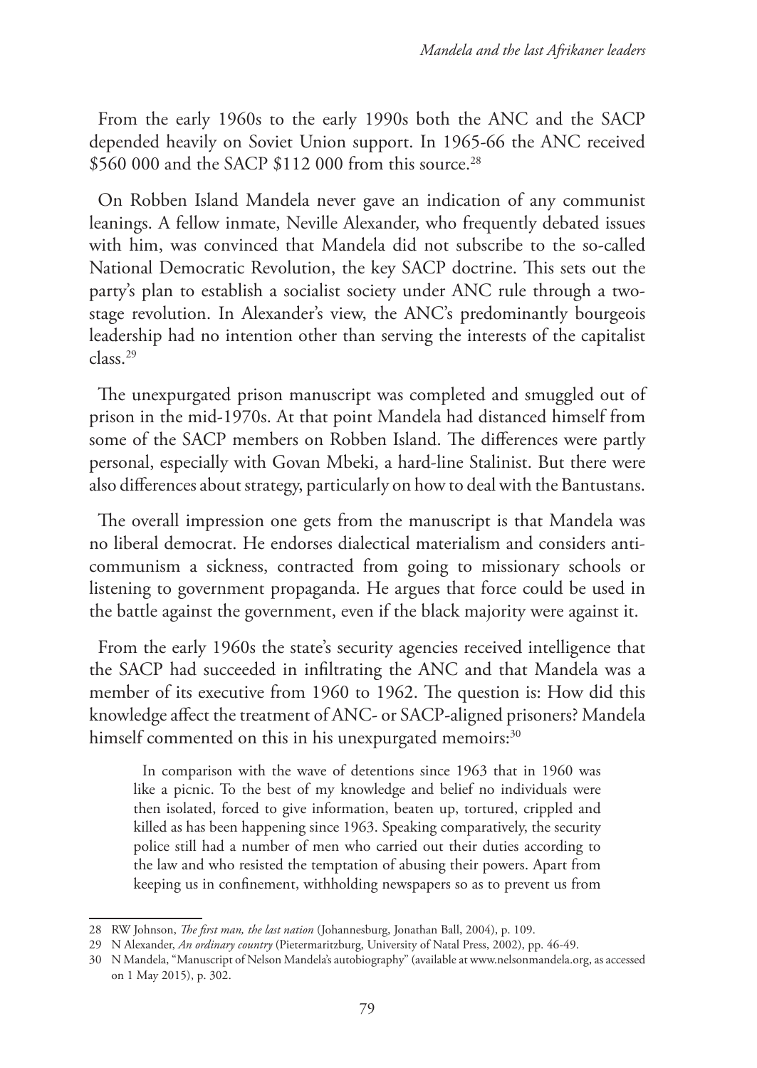From the early 1960s to the early 1990s both the ANC and the SACP depended heavily on Soviet Union support. In 1965-66 the ANC received \$560 000 and the SACP \$112 000 from this source.[28]

On Robben Island Mandela never gave an indication of any communist leanings. A fellow inmate, Neville Alexander, who frequently debated issues with him, was convinced that Mandela did not subscribe to the so-called National Democratic Revolution, the key SACP doctrine. This sets out the party's plan to establish a socialist society under ANC rule through a two-stage revolution. In Alexander's view, the ANC's predominantly bourgeois leadership had no intention other than serving the interests of the capitalist class.[29]

The unexpurgated prison manuscript was completed and smuggled out of prison in the mid-1970s. At that point Mandela had distanced himself from some of the SACP members on Robben Island. The differences were partly personal, especially with Govan Mbeki, a hard-line Stalinist. But there were also differences about strategy, particularly on how to deal with the Bantustans.

The overall impression one gets from the manuscript is that Mandela was no liberal democrat. He endorses dialectical materialism and considers anti-communism a sickness, contracted from going to missionary schools or listening to government propaganda. He argues that force could be used in the battle against the government, even if the black majority were against it.

From the early 1960s the state's security agencies received intelligence that the SACP had succeeded in infiltrating the ANC and that Mandela was a member of its executive from 1960 to 1962. The question is: How did this knowledge affect the treatment of ANC- or SACP-aligned prisoners? Mandela himself commented on this in his unexpurgated memoirs:[30]

> In comparison with the wave of detentions since 1963 that in 1960 was like a picnic. To the best of my knowledge and belief no individuals were then isolated, forced to give information, beaten up, tortured, crippled and killed as has been happening since 1963. Speaking comparatively, the security police still had a number of men who carried out their duties according to the law and who resisted the temptation of abusing their powers. Apart from keeping us in confinement, withholding newspapers so as to prevent us from

---

28 RW Johnson, *The first man, the last nation* (Johannesburg, Jonathan Ball, 2004), p. 109.

29 N Alexander, *An ordinary country* (Pietermaritzburg, University of Natal Press, 2002), pp. 46-49.

30 N Mandela, "Manuscript of Nelson Mandela's autobiography" (available at www.nelsonmandela.org, as accessed on 1 May 2015), p. 302.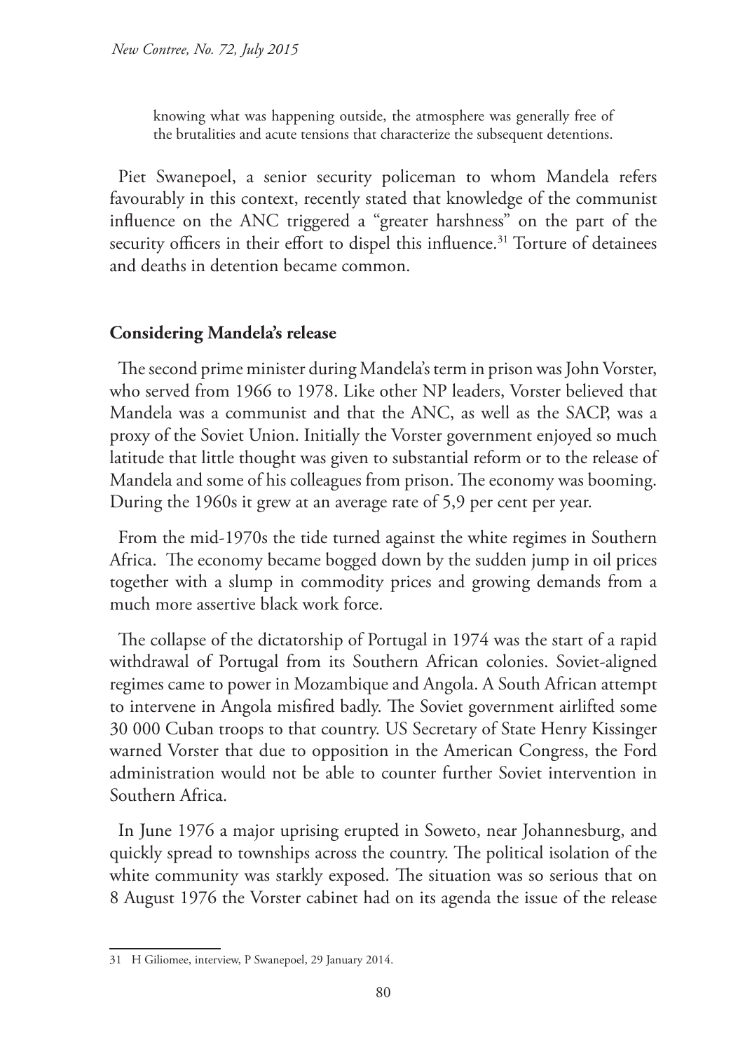knowing what was happening outside, the atmosphere was generally free of the brutalities and acute tensions that characterize the subsequent detentions.

Piet Swanepoel, a senior security policeman to whom Mandela refers favourably in this context, recently stated that knowledge of the communist influence on the ANC triggered a "greater harshness" on the part of the security officers in their effort to dispel this influence.[31] Torture of detainees and deaths in detention became common.

## Considering Mandela's release

The second prime minister during Mandela's term in prison was John Vorster, who served from 1966 to 1978. Like other NP leaders, Vorster believed that Mandela was a communist and that the ANC, as well as the SACP, was a proxy of the Soviet Union. Initially the Vorster government enjoyed so much latitude that little thought was given to substantial reform or to the release of Mandela and some of his colleagues from prison. The economy was booming. During the 1960s it grew at an average rate of 5,9 per cent per year.

From the mid-1970s the tide turned against the white regimes in Southern Africa. The economy became bogged down by the sudden jump in oil prices together with a slump in commodity prices and growing demands from a much more assertive black work force.

The collapse of the dictatorship of Portugal in 1974 was the start of a rapid withdrawal of Portugal from its Southern African colonies. Soviet-aligned regimes came to power in Mozambique and Angola. A South African attempt to intervene in Angola misfired badly. The Soviet government airlifted some 30 000 Cuban troops to that country. US Secretary of State Henry Kissinger warned Vorster that due to opposition in the American Congress, the Ford administration would not be able to counter further Soviet intervention in Southern Africa.

In June 1976 a major uprising erupted in Soweto, near Johannesburg, and quickly spread to townships across the country. The political isolation of the white community was starkly exposed. The situation was so serious that on 8 August 1976 the Vorster cabinet had on its agenda the issue of the release

---

31 H Giliomee, interview, P Swanepoel, 29 January 2014.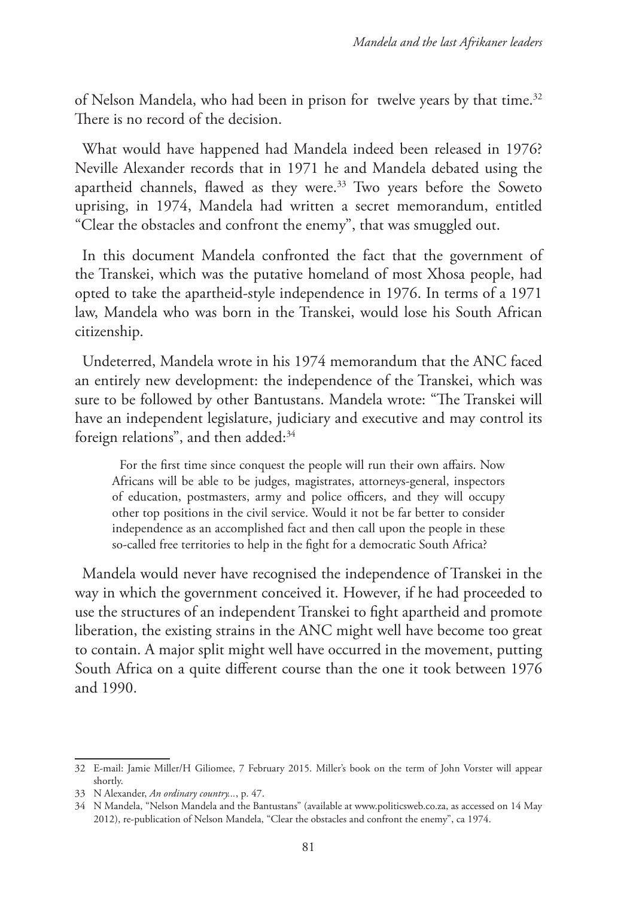of Nelson Mandela, who had been in prison for twelve years by that time.[32] There is no record of the decision.

What would have happened had Mandela indeed been released in 1976? Neville Alexander records that in 1971 he and Mandela debated using the apartheid channels, flawed as they were.[33] Two years before the Soweto uprising, in 1974, Mandela had written a secret memorandum, entitled "Clear the obstacles and confront the enemy", that was smuggled out.

In this document Mandela confronted the fact that the government of the Transkei, which was the putative homeland of most Xhosa people, had opted to take the apartheid-style independence in 1976. In terms of a 1971 law, Mandela who was born in the Transkei, would lose his South African citizenship.

Undeterred, Mandela wrote in his 1974 memorandum that the ANC faced an entirely new development: the independence of the Transkei, which was sure to be followed by other Bantustans. Mandela wrote: "The Transkei will have an independent legislature, judiciary and executive and may control its foreign relations", and then added:[34]

> For the first time since conquest the people will run their own affairs. Now Africans will be able to be judges, magistrates, attorneys-general, inspectors of education, postmasters, army and police officers, and they will occupy other top positions in the civil service. Would it not be far better to consider independence as an accomplished fact and then call upon the people in these so-called free territories to help in the fight for a democratic South Africa?

Mandela would never have recognised the independence of Transkei in the way in which the government conceived it. However, if he had proceeded to use the structures of an independent Transkei to fight apartheid and promote liberation, the existing strains in the ANC might well have become too great to contain. A major split might well have occurred in the movement, putting South Africa on a quite different course than the one it took between 1976 and 1990.

---

32 E-mail: Jamie Miller/H Giliomee, 7 February 2015. Miller's book on the term of John Vorster will appear shortly.

33 N Alexander, *An ordinary country...*, p. 47.

34 N Mandela, "Nelson Mandela and the Bantustans" (available at www.politicsweb.co.za, as accessed on 14 May 2012), re-publication of Nelson Mandela, "Clear the obstacles and confront the enemy", ca 1974.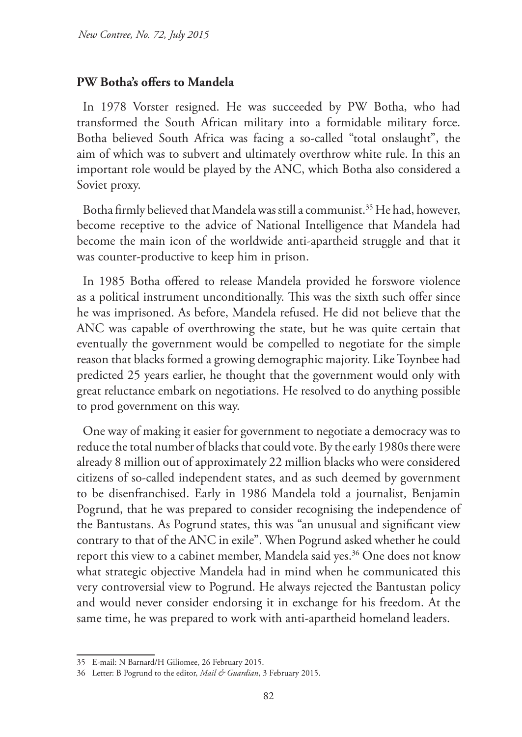## PW Botha's offers to Mandela

In 1978 Vorster resigned. He was succeeded by PW Botha, who had transformed the South African military into a formidable military force. Botha believed South Africa was facing a so-called "total onslaught", the aim of which was to subvert and ultimately overthrow white rule. In this an important role would be played by the ANC, which Botha also considered a Soviet proxy.

Botha firmly believed that Mandela was still a communist.[35] He had, however, become receptive to the advice of National Intelligence that Mandela had become the main icon of the worldwide anti-apartheid struggle and that it was counter-productive to keep him in prison.

In 1985 Botha offered to release Mandela provided he forswore violence as a political instrument unconditionally. This was the sixth such offer since he was imprisoned. As before, Mandela refused. He did not believe that the ANC was capable of overthrowing the state, but he was quite certain that eventually the government would be compelled to negotiate for the simple reason that blacks formed a growing demographic majority. Like Toynbee had predicted 25 years earlier, he thought that the government would only with great reluctance embark on negotiations. He resolved to do anything possible to prod government on this way.

One way of making it easier for government to negotiate a democracy was to reduce the total number of blacks that could vote. By the early 1980s there were already 8 million out of approximately 22 million blacks who were considered citizens of so-called independent states, and as such deemed by government to be disenfranchised. Early in 1986 Mandela told a journalist, Benjamin Pogrund, that he was prepared to consider recognising the independence of the Bantustans. As Pogrund states, this was "an unusual and significant view contrary to that of the ANC in exile". When Pogrund asked whether he could report this view to a cabinet member, Mandela said yes.[36] One does not know what strategic objective Mandela had in mind when he communicated this very controversial view to Pogrund. He always rejected the Bantustan policy and would never consider endorsing it in exchange for his freedom. At the same time, he was prepared to work with anti-apartheid homeland leaders.

---

35 E-mail: N Barnard/H Giliomee, 26 February 2015.

36 Letter: B Pogrund to the editor, *Mail & Guardian*, 3 February 2015.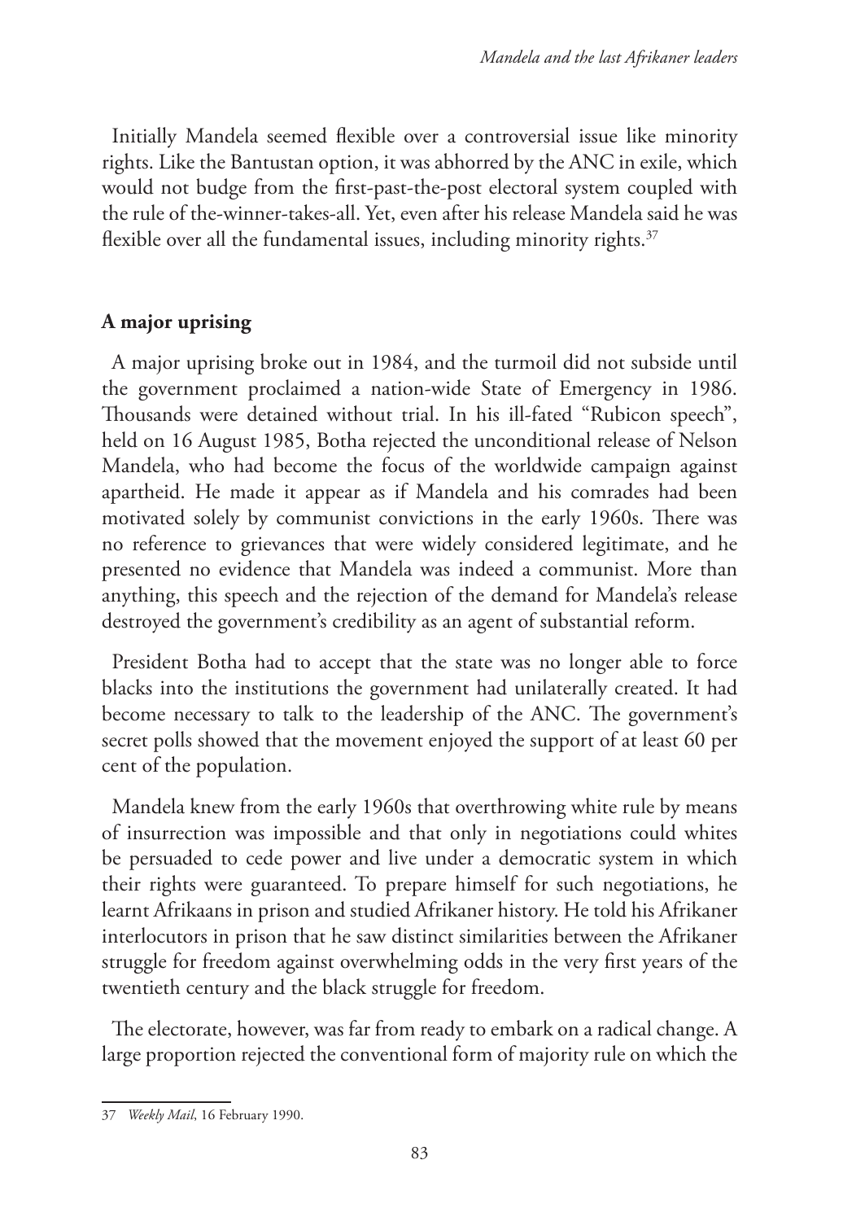Initially Mandela seemed flexible over a controversial issue like minority rights. Like the Bantustan option, it was abhorred by the ANC in exile, which would not budge from the first-past-the-post electoral system coupled with the rule of the-winner-takes-all. Yet, even after his release Mandela said he was flexible over all the fundamental issues, including minority rights.[37]

## A major uprising

A major uprising broke out in 1984, and the turmoil did not subside until the government proclaimed a nation-wide State of Emergency in 1986. Thousands were detained without trial. In his ill-fated "Rubicon speech", held on 16 August 1985, Botha rejected the unconditional release of Nelson Mandela, who had become the focus of the worldwide campaign against apartheid. He made it appear as if Mandela and his comrades had been motivated solely by communist convictions in the early 1960s. There was no reference to grievances that were widely considered legitimate, and he presented no evidence that Mandela was indeed a communist. More than anything, this speech and the rejection of the demand for Mandela's release destroyed the government's credibility as an agent of substantial reform.

President Botha had to accept that the state was no longer able to force blacks into the institutions the government had unilaterally created. It had become necessary to talk to the leadership of the ANC. The government's secret polls showed that the movement enjoyed the support of at least 60 per cent of the population.

Mandela knew from the early 1960s that overthrowing white rule by means of insurrection was impossible and that only in negotiations could whites be persuaded to cede power and live under a democratic system in which their rights were guaranteed. To prepare himself for such negotiations, he learnt Afrikaans in prison and studied Afrikaner history. He told his Afrikaner interlocutors in prison that he saw distinct similarities between the Afrikaner struggle for freedom against overwhelming odds in the very first years of the twentieth century and the black struggle for freedom.

The electorate, however, was far from ready to embark on a radical change. A large proportion rejected the conventional form of majority rule on which the

---

37 *Weekly Mail*, 16 February 1990.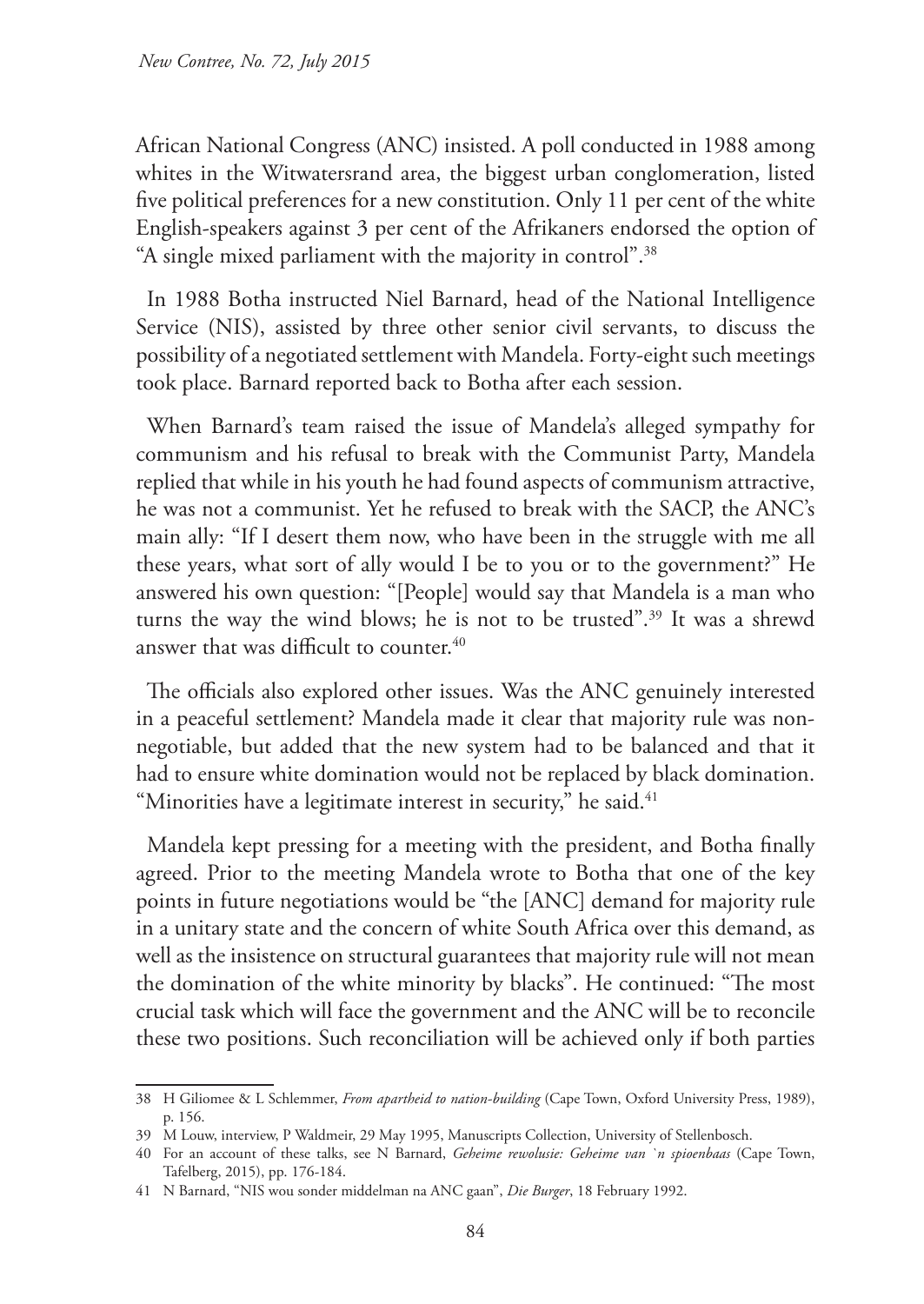African National Congress (ANC) insisted. A poll conducted in 1988 among whites in the Witwatersrand area, the biggest urban conglomeration, listed five political preferences for a new constitution. Only 11 per cent of the white English-speakers against 3 per cent of the Afrikaners endorsed the option of "A single mixed parliament with the majority in control".[38]

In 1988 Botha instructed Niel Barnard, head of the National Intelligence Service (NIS), assisted by three other senior civil servants, to discuss the possibility of a negotiated settlement with Mandela. Forty-eight such meetings took place. Barnard reported back to Botha after each session.

When Barnard's team raised the issue of Mandela's alleged sympathy for communism and his refusal to break with the Communist Party, Mandela replied that while in his youth he had found aspects of communism attractive, he was not a communist. Yet he refused to break with the SACP, the ANC's main ally: "If I desert them now, who have been in the struggle with me all these years, what sort of ally would I be to you or to the government?" He answered his own question: "[People] would say that Mandela is a man who turns the way the wind blows; he is not to be trusted".[39] It was a shrewd answer that was difficult to counter.[40]

The officials also explored other issues. Was the ANC genuinely interested in a peaceful settlement? Mandela made it clear that majority rule was non-negotiable, but added that the new system had to be balanced and that it had to ensure white domination would not be replaced by black domination. "Minorities have a legitimate interest in security," he said.[41]

Mandela kept pressing for a meeting with the president, and Botha finally agreed. Prior to the meeting Mandela wrote to Botha that one of the key points in future negotiations would be "the [ANC] demand for majority rule in a unitary state and the concern of white South Africa over this demand, as well as the insistence on structural guarantees that majority rule will not mean the domination of the white minority by blacks". He continued: "The most crucial task which will face the government and the ANC will be to reconcile these two positions. Such reconciliation will be achieved only if both parties

---

38 H Giliomee & L Schlemmer, *From apartheid to nation-building* (Cape Town, Oxford University Press, 1989), p. 156.

39 M Louw, interview, P Waldmeir, 29 May 1995, Manuscripts Collection, University of Stellenbosch.

40 For an account of these talks, see N Barnard, *Geheime rewolusie: Geheime van `n spioenbaas* (Cape Town, Tafelberg, 2015), pp. 176-184.

41 N Barnard, "NIS wou sonder middelman na ANC gaan", *Die Burger*, 18 February 1992.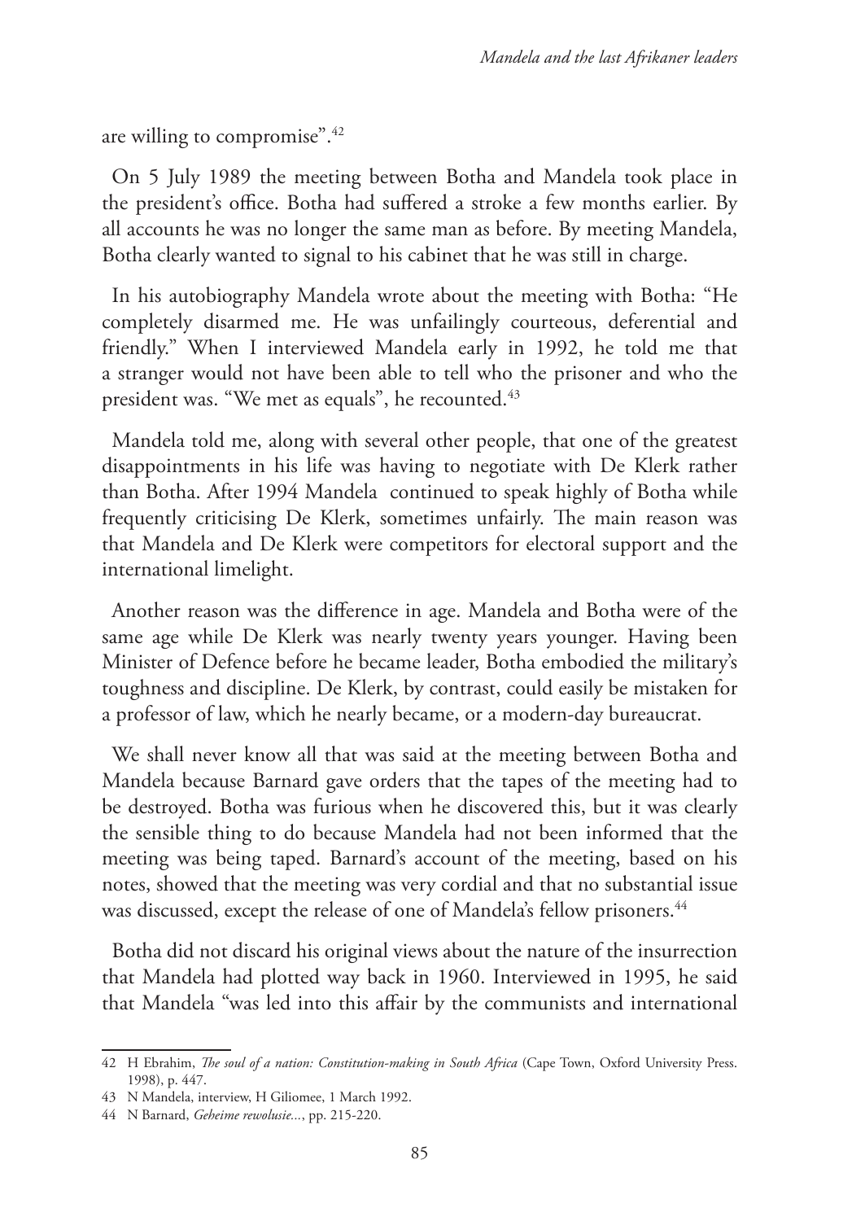are willing to compromise".[42]

On 5 July 1989 the meeting between Botha and Mandela took place in the president's office. Botha had suffered a stroke a few months earlier. By all accounts he was no longer the same man as before. By meeting Mandela, Botha clearly wanted to signal to his cabinet that he was still in charge.

In his autobiography Mandela wrote about the meeting with Botha: "He completely disarmed me. He was unfailingly courteous, deferential and friendly." When I interviewed Mandela early in 1992, he told me that a stranger would not have been able to tell who the prisoner and who the president was. "We met as equals", he recounted.[43]

Mandela told me, along with several other people, that one of the greatest disappointments in his life was having to negotiate with De Klerk rather than Botha. After 1994 Mandela continued to speak highly of Botha while frequently criticising De Klerk, sometimes unfairly. The main reason was that Mandela and De Klerk were competitors for electoral support and the international limelight.

Another reason was the difference in age. Mandela and Botha were of the same age while De Klerk was nearly twenty years younger. Having been Minister of Defence before he became leader, Botha embodied the military's toughness and discipline. De Klerk, by contrast, could easily be mistaken for a professor of law, which he nearly became, or a modern-day bureaucrat.

We shall never know all that was said at the meeting between Botha and Mandela because Barnard gave orders that the tapes of the meeting had to be destroyed. Botha was furious when he discovered this, but it was clearly the sensible thing to do because Mandela had not been informed that the meeting was being taped. Barnard's account of the meeting, based on his notes, showed that the meeting was very cordial and that no substantial issue was discussed, except the release of one of Mandela's fellow prisoners.[44]

Botha did not discard his original views about the nature of the insurrection that Mandela had plotted way back in 1960. Interviewed in 1995, he said that Mandela "was led into this affair by the communists and international

---

42 H Ebrahim, *The soul of a nation: Constitution-making in South Africa* (Cape Town, Oxford University Press. 1998), p. 447.

43 N Mandela, interview, H Giliomee, 1 March 1992.

44 N Barnard, *Geheime rewolusie...*, pp. 215-220.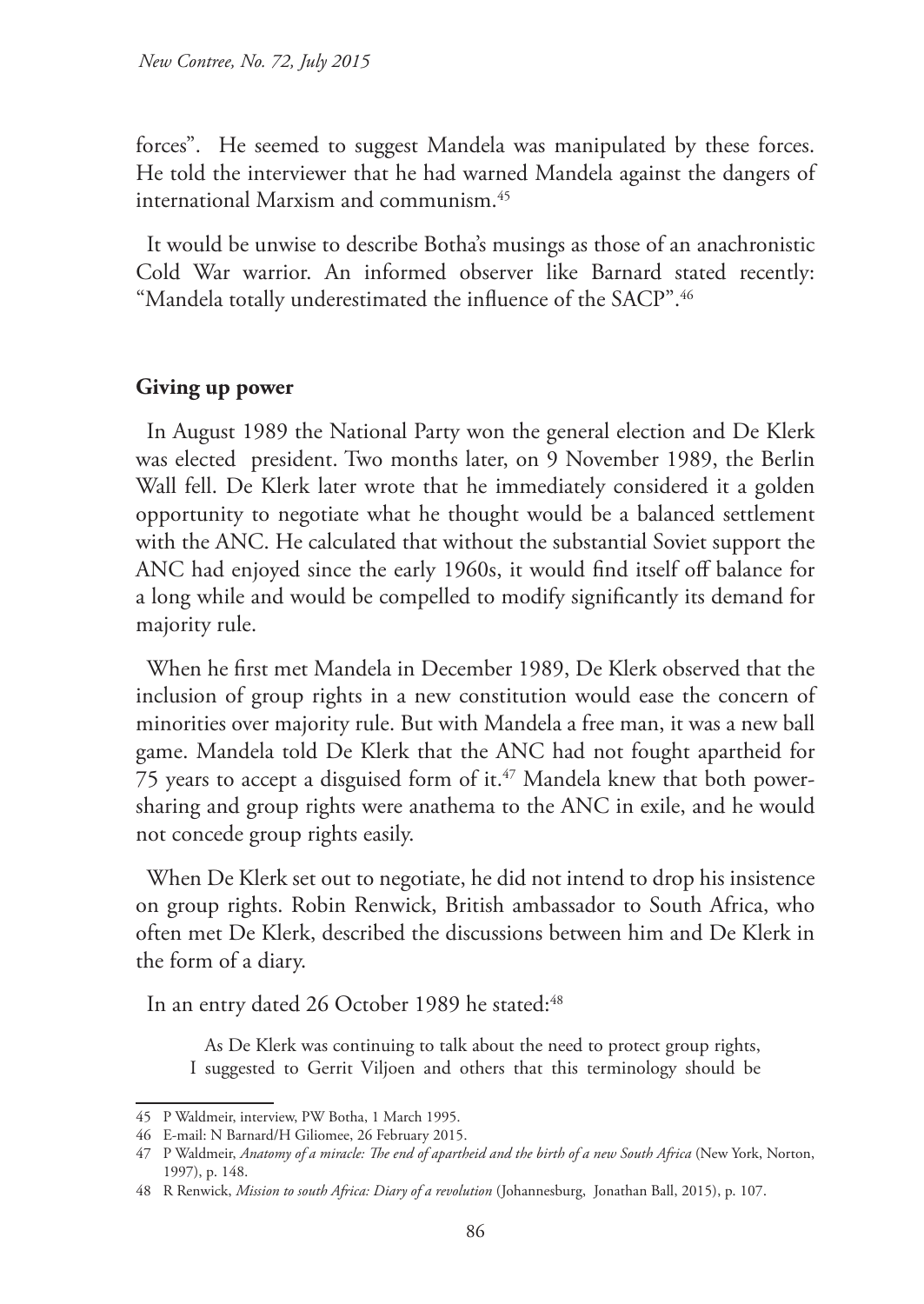forces". He seemed to suggest Mandela was manipulated by these forces. He told the interviewer that he had warned Mandela against the dangers of international Marxism and communism.[45]

It would be unwise to describe Botha's musings as those of an anachronistic Cold War warrior. An informed observer like Barnard stated recently: "Mandela totally underestimated the influence of the SACP".[46]

## Giving up power

In August 1989 the National Party won the general election and De Klerk was elected president. Two months later, on 9 November 1989, the Berlin Wall fell. De Klerk later wrote that he immediately considered it a golden opportunity to negotiate what he thought would be a balanced settlement with the ANC. He calculated that without the substantial Soviet support the ANC had enjoyed since the early 1960s, it would find itself off balance for a long while and would be compelled to modify significantly its demand for majority rule.

When he first met Mandela in December 1989, De Klerk observed that the inclusion of group rights in a new constitution would ease the concern of minorities over majority rule. But with Mandela a free man, it was a new ball game. Mandela told De Klerk that the ANC had not fought apartheid for 75 years to accept a disguised form of it.[47] Mandela knew that both power-sharing and group rights were anathema to the ANC in exile, and he would not concede group rights easily.

When De Klerk set out to negotiate, he did not intend to drop his insistence on group rights. Robin Renwick, British ambassador to South Africa, who often met De Klerk, described the discussions between him and De Klerk in the form of a diary.

In an entry dated 26 October 1989 he stated:[48]

> As De Klerk was continuing to talk about the need to protect group rights, I suggested to Gerrit Viljoen and others that this terminology should be

---

45 P Waldmeir, interview, PW Botha, 1 March 1995.

46 E-mail: N Barnard/H Giliomee, 26 February 2015.

47 P Waldmeir, *Anatomy of a miracle: The end of apartheid and the birth of a new South Africa* (New York, Norton, 1997), p. 148.

48 R Renwick, *Mission to south Africa: Diary of a revolution* (Johannesburg, Jonathan Ball, 2015), p. 107.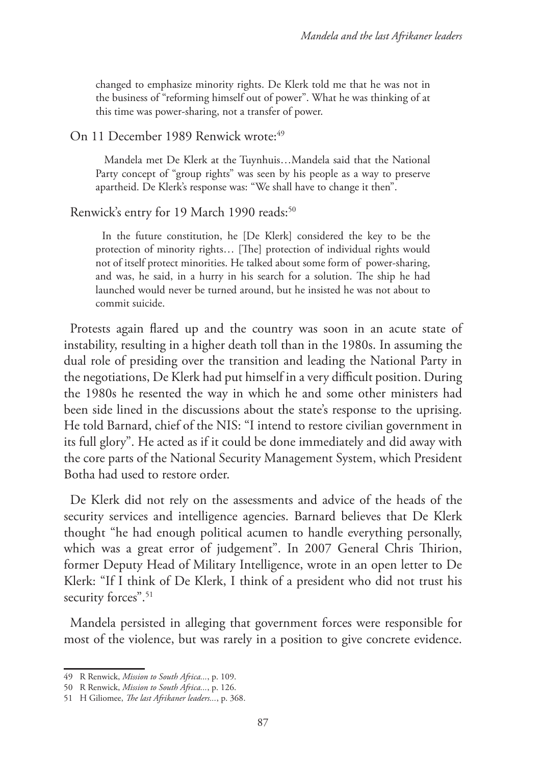changed to emphasize minority rights. De Klerk told me that he was not in the business of "reforming himself out of power". What he was thinking of at this time was power-sharing, not a transfer of power.

On 11 December 1989 Renwick wrote:[49]

> Mandela met De Klerk at the Tuynhuis…Mandela said that the National Party concept of "group rights" was seen by his people as a way to preserve apartheid. De Klerk's response was: "We shall have to change it then".

Renwick's entry for 19 March 1990 reads:[50]

> In the future constitution, he [De Klerk] considered the key to be the protection of minority rights… [The] protection of individual rights would not of itself protect minorities. He talked about some form of power-sharing, and was, he said, in a hurry in his search for a solution. The ship he had launched would never be turned around, but he insisted he was not about to commit suicide.

Protests again flared up and the country was soon in an acute state of instability, resulting in a higher death toll than in the 1980s. In assuming the dual role of presiding over the transition and leading the National Party in the negotiations, De Klerk had put himself in a very difficult position. During the 1980s he resented the way in which he and some other ministers had been side lined in the discussions about the state's response to the uprising. He told Barnard, chief of the NIS: "I intend to restore civilian government in its full glory". He acted as if it could be done immediately and did away with the core parts of the National Security Management System, which President Botha had used to restore order.

De Klerk did not rely on the assessments and advice of the heads of the security services and intelligence agencies. Barnard believes that De Klerk thought "he had enough political acumen to handle everything personally, which was a great error of judgement". In 2007 General Chris Thirion, former Deputy Head of Military Intelligence, wrote in an open letter to De Klerk: "If I think of De Klerk, I think of a president who did not trust his security forces".[51]

Mandela persisted in alleging that government forces were responsible for most of the violence, but was rarely in a position to give concrete evidence.

---

49 R Renwick, *Mission to South Africa...*, p. 109.

50 R Renwick, *Mission to South Africa...*, p. 126.

51 H Giliomee, *The last Afrikaner leaders...*, p. 368.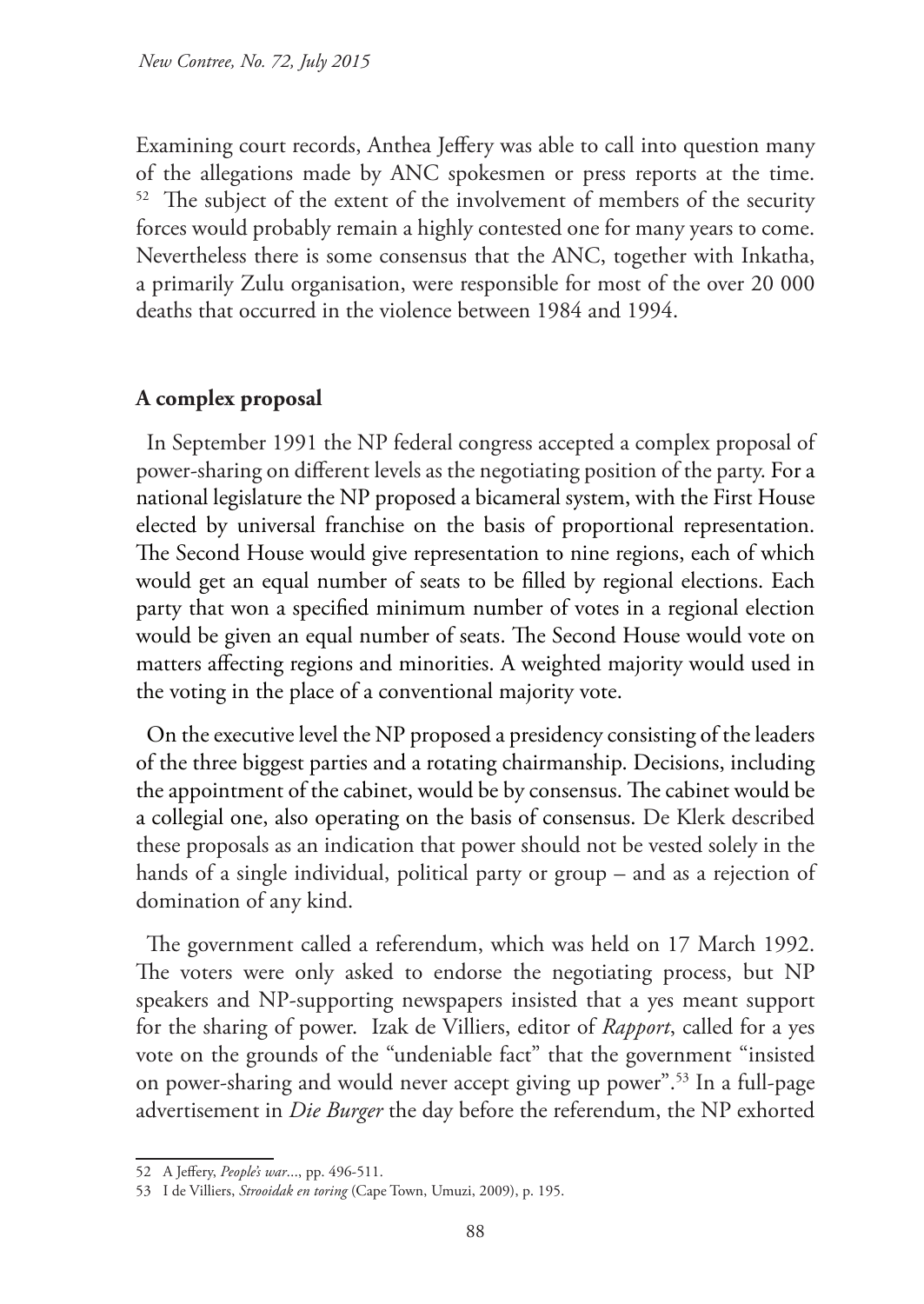Examining court records, Anthea Jeffery was able to call into question many of the allegations made by ANC spokesmen or press reports at the time. [52] The subject of the extent of the involvement of members of the security forces would probably remain a highly contested one for many years to come. Nevertheless there is some consensus that the ANC, together with Inkatha, a primarily Zulu organisation, were responsible for most of the over 20 000 deaths that occurred in the violence between 1984 and 1994.

## A complex proposal

In September 1991 the NP federal congress accepted a complex proposal of power-sharing on different levels as the negotiating position of the party. For a national legislature the NP proposed a bicameral system, with the First House elected by universal franchise on the basis of proportional representation. The Second House would give representation to nine regions, each of which would get an equal number of seats to be filled by regional elections. Each party that won a specified minimum number of votes in a regional election would be given an equal number of seats. The Second House would vote on matters affecting regions and minorities. A weighted majority would used in the voting in the place of a conventional majority vote.

On the executive level the NP proposed a presidency consisting of the leaders of the three biggest parties and a rotating chairmanship. Decisions, including the appointment of the cabinet, would be by consensus. The cabinet would be a collegial one, also operating on the basis of consensus. De Klerk described these proposals as an indication that power should not be vested solely in the hands of a single individual, political party or group – and as a rejection of domination of any kind.

The government called a referendum, which was held on 17 March 1992. The voters were only asked to endorse the negotiating process, but NP speakers and NP-supporting newspapers insisted that a yes meant support for the sharing of power. Izak de Villiers, editor of *Rapport*, called for a yes vote on the grounds of the "undeniable fact" that the government "insisted on power-sharing and would never accept giving up power".[53] In a full-page advertisement in *Die Burger* the day before the referendum, the NP exhorted

---

52 A Jeffery, *People's war*..., pp. 496-511.

53 I de Villiers, *Strooidak en toring* (Cape Town, Umuzi, 2009), p. 195.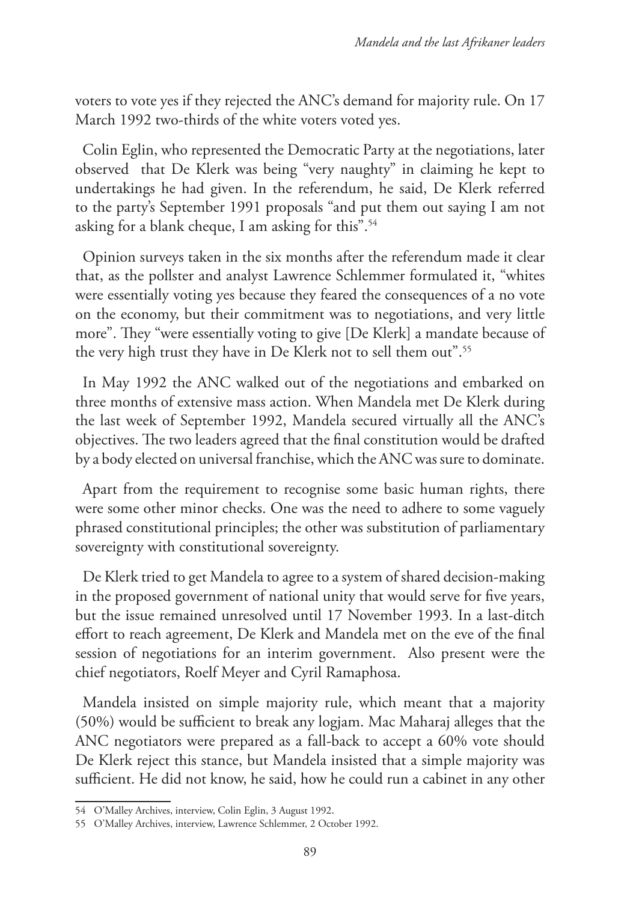voters to vote yes if they rejected the ANC's demand for majority rule. On 17 March 1992 two-thirds of the white voters voted yes.

Colin Eglin, who represented the Democratic Party at the negotiations, later observed that De Klerk was being "very naughty" in claiming he kept to undertakings he had given. In the referendum, he said, De Klerk referred to the party's September 1991 proposals "and put them out saying I am not asking for a blank cheque, I am asking for this".[54]

Opinion surveys taken in the six months after the referendum made it clear that, as the pollster and analyst Lawrence Schlemmer formulated it, "whites were essentially voting yes because they feared the consequences of a no vote on the economy, but their commitment was to negotiations, and very little more". They "were essentially voting to give [De Klerk] a mandate because of the very high trust they have in De Klerk not to sell them out".[55]

In May 1992 the ANC walked out of the negotiations and embarked on three months of extensive mass action. When Mandela met De Klerk during the last week of September 1992, Mandela secured virtually all the ANC's objectives. The two leaders agreed that the final constitution would be drafted by a body elected on universal franchise, which the ANC was sure to dominate.

Apart from the requirement to recognise some basic human rights, there were some other minor checks. One was the need to adhere to some vaguely phrased constitutional principles; the other was substitution of parliamentary sovereignty with constitutional sovereignty.

De Klerk tried to get Mandela to agree to a system of shared decision-making in the proposed government of national unity that would serve for five years, but the issue remained unresolved until 17 November 1993. In a last-ditch effort to reach agreement, De Klerk and Mandela met on the eve of the final session of negotiations for an interim government. Also present were the chief negotiators, Roelf Meyer and Cyril Ramaphosa.

Mandela insisted on simple majority rule, which meant that a majority (50%) would be sufficient to break any logjam. Mac Maharaj alleges that the ANC negotiators were prepared as a fall-back to accept a 60% vote should De Klerk reject this stance, but Mandela insisted that a simple majority was sufficient. He did not know, he said, how he could run a cabinet in any other

---

54 O'Malley Archives, interview, Colin Eglin, 3 August 1992.

55 O'Malley Archives, interview, Lawrence Schlemmer, 2 October 1992.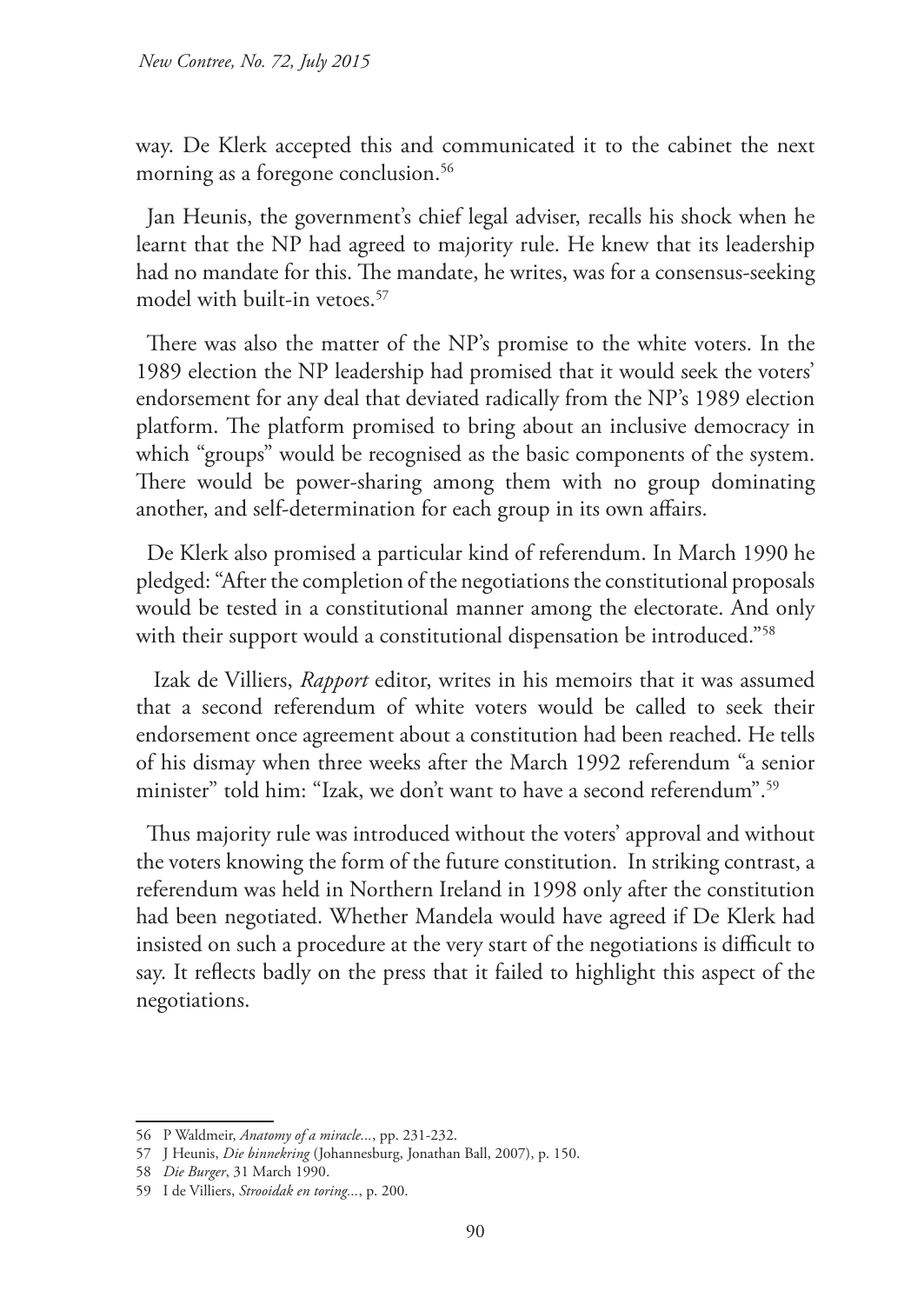way. De Klerk accepted this and communicated it to the cabinet the next morning as a foregone conclusion.[56]

Jan Heunis, the government's chief legal adviser, recalls his shock when he learnt that the NP had agreed to majority rule. He knew that its leadership had no mandate for this. The mandate, he writes, was for a consensus-seeking model with built-in vetoes.[57]

There was also the matter of the NP's promise to the white voters. In the 1989 election the NP leadership had promised that it would seek the voters' endorsement for any deal that deviated radically from the NP's 1989 election platform. The platform promised to bring about an inclusive democracy in which "groups" would be recognised as the basic components of the system. There would be power-sharing among them with no group dominating another, and self-determination for each group in its own affairs.

De Klerk also promised a particular kind of referendum. In March 1990 he pledged: "After the completion of the negotiations the constitutional proposals would be tested in a constitutional manner among the electorate. And only with their support would a constitutional dispensation be introduced."[58]

Izak de Villiers, *Rapport* editor, writes in his memoirs that it was assumed that a second referendum of white voters would be called to seek their endorsement once agreement about a constitution had been reached. He tells of his dismay when three weeks after the March 1992 referendum "a senior minister" told him: "Izak, we don't want to have a second referendum".[59]

Thus majority rule was introduced without the voters' approval and without the voters knowing the form of the future constitution. In striking contrast, a referendum was held in Northern Ireland in 1998 only after the constitution had been negotiated. Whether Mandela would have agreed if De Klerk had insisted on such a procedure at the very start of the negotiations is difficult to say. It reflects badly on the press that it failed to highlight this aspect of the negotiations.

---

56 P Waldmeir, *Anatomy of a miracle...*, pp. 231-232.

57 J Heunis, *Die binnekring* (Johannesburg, Jonathan Ball, 2007), p. 150.

58 *Die Burger*, 31 March 1990.

59 I de Villiers, *Strooidak en toring...*, p. 200.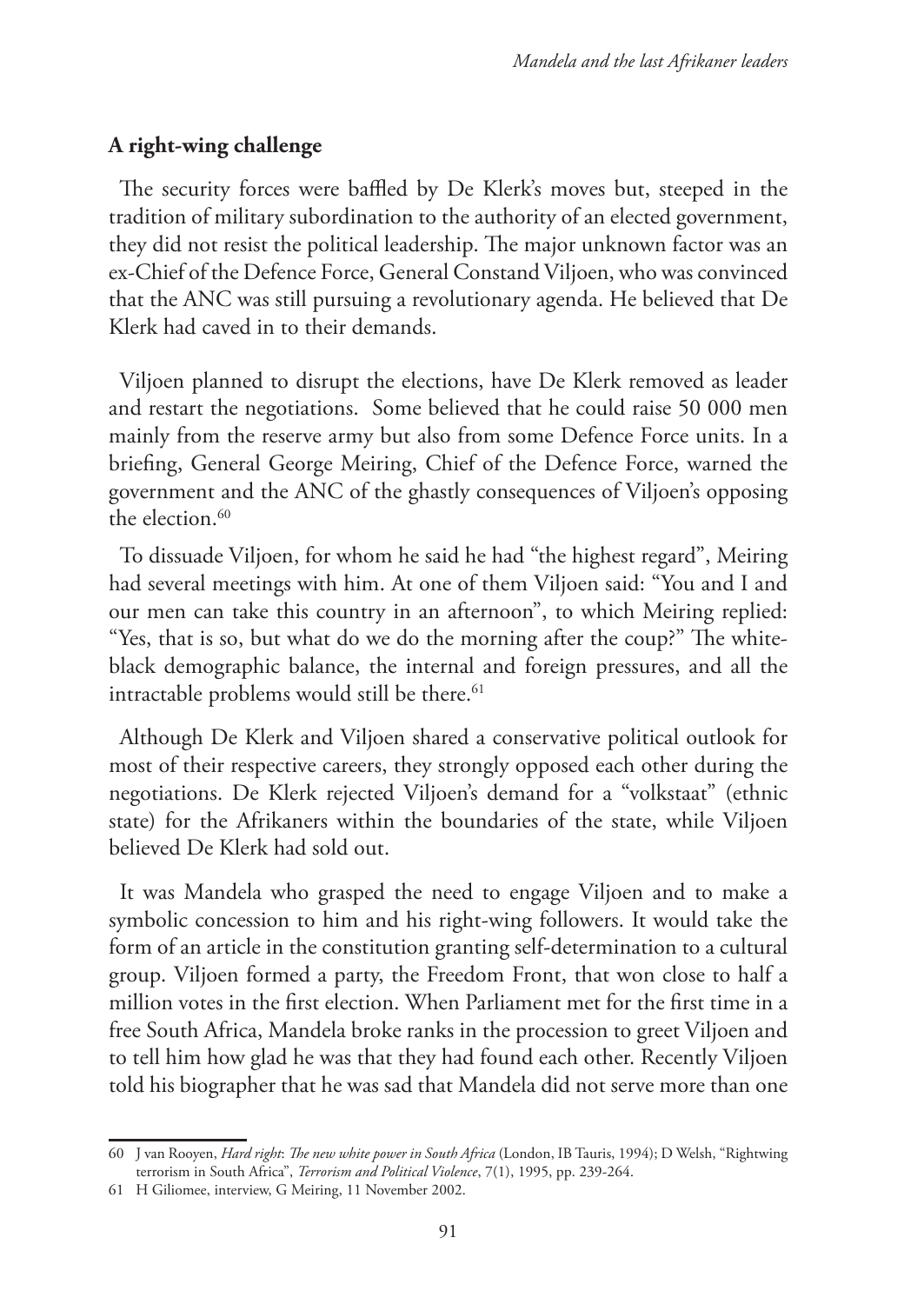## A right-wing challenge

The security forces were baffled by De Klerk's moves but, steeped in the tradition of military subordination to the authority of an elected government, they did not resist the political leadership. The major unknown factor was an ex-Chief of the Defence Force, General Constand Viljoen, who was convinced that the ANC was still pursuing a revolutionary agenda. He believed that De Klerk had caved in to their demands.

Viljoen planned to disrupt the elections, have De Klerk removed as leader and restart the negotiations. Some believed that he could raise 50 000 men mainly from the reserve army but also from some Defence Force units. In a briefing, General George Meiring, Chief of the Defence Force, warned the government and the ANC of the ghastly consequences of Viljoen's opposing the election.[60]

To dissuade Viljoen, for whom he said he had "the highest regard", Meiring had several meetings with him. At one of them Viljoen said: "You and I and our men can take this country in an afternoon", to which Meiring replied: "Yes, that is so, but what do we do the morning after the coup?" The white-black demographic balance, the internal and foreign pressures, and all the intractable problems would still be there.[61]

Although De Klerk and Viljoen shared a conservative political outlook for most of their respective careers, they strongly opposed each other during the negotiations. De Klerk rejected Viljoen's demand for a "volkstaat" (ethnic state) for the Afrikaners within the boundaries of the state, while Viljoen believed De Klerk had sold out.

It was Mandela who grasped the need to engage Viljoen and to make a symbolic concession to him and his right-wing followers. It would take the form of an article in the constitution granting self-determination to a cultural group. Viljoen formed a party, the Freedom Front, that won close to half a million votes in the first election. When Parliament met for the first time in a free South Africa, Mandela broke ranks in the procession to greet Viljoen and to tell him how glad he was that they had found each other. Recently Viljoen told his biographer that he was sad that Mandela did not serve more than one

---

60 J van Rooyen, *Hard right*: *The new white power in South Africa* (London, IB Tauris, 1994); D Welsh, "Rightwing terrorism in South Africa", *Terrorism and Political Violence*, 7(1), 1995, pp. 239-264.

61 H Giliomee, interview, G Meiring, 11 November 2002.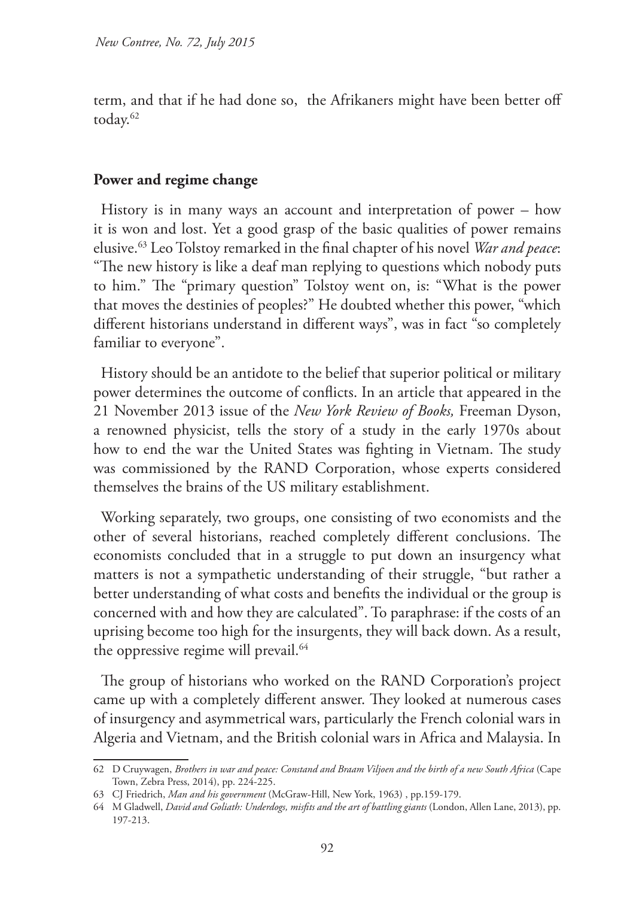term, and that if he had done so, the Afrikaners might have been better off today.[62]

## Power and regime change

History is in many ways an account and interpretation of power – how it is won and lost. Yet a good grasp of the basic qualities of power remains elusive.[63] Leo Tolstoy remarked in the final chapter of his novel *War and peace*: "The new history is like a deaf man replying to questions which nobody puts to him." The "primary question" Tolstoy went on, is: "What is the power that moves the destinies of peoples?" He doubted whether this power, "which different historians understand in different ways", was in fact "so completely familiar to everyone".

History should be an antidote to the belief that superior political or military power determines the outcome of conflicts. In an article that appeared in the 21 November 2013 issue of the *New York Review of Books,* Freeman Dyson, a renowned physicist, tells the story of a study in the early 1970s about how to end the war the United States was fighting in Vietnam. The study was commissioned by the RAND Corporation, whose experts considered themselves the brains of the US military establishment.

Working separately, two groups, one consisting of two economists and the other of several historians, reached completely different conclusions. The economists concluded that in a struggle to put down an insurgency what matters is not a sympathetic understanding of their struggle, "but rather a better understanding of what costs and benefits the individual or the group is concerned with and how they are calculated". To paraphrase: if the costs of an uprising become too high for the insurgents, they will back down. As a result, the oppressive regime will prevail.[64]

The group of historians who worked on the RAND Corporation's project came up with a completely different answer. They looked at numerous cases of insurgency and asymmetrical wars, particularly the French colonial wars in Algeria and Vietnam, and the British colonial wars in Africa and Malaysia. In

---

62 D Cruywagen, *Brothers in war and peace: Constand and Braam Viljoen and the birth of a new South Africa* (Cape Town, Zebra Press, 2014), pp. 224-225.

63 CJ Friedrich, *Man and his government* (McGraw-Hill, New York, 1963) , pp.159-179.

64 M Gladwell, *David and Goliath: Underdogs, misfits and the art of battling giants* (London, Allen Lane, 2013), pp. 197-213.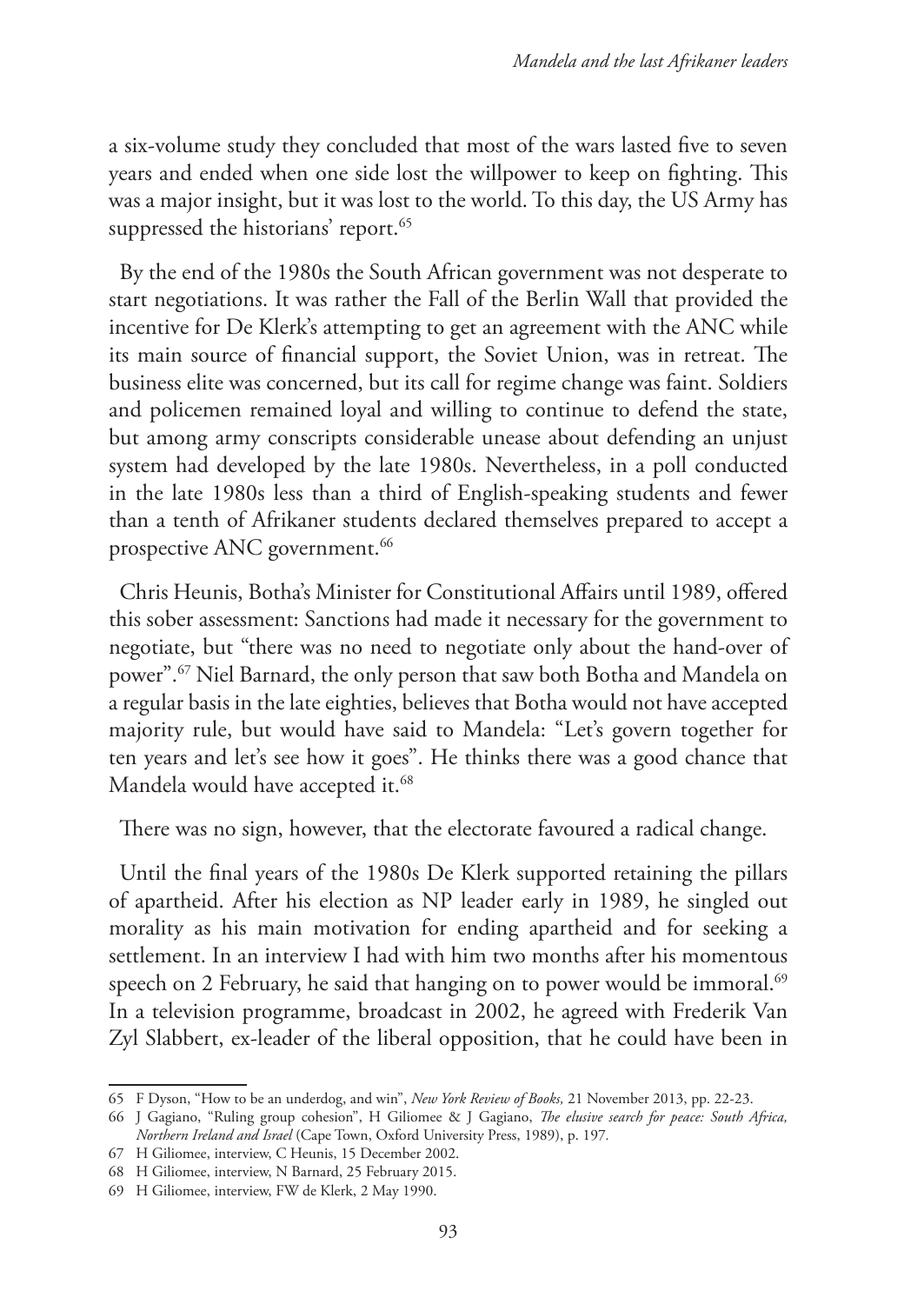a six-volume study they concluded that most of the wars lasted five to seven years and ended when one side lost the willpower to keep on fighting. This was a major insight, but it was lost to the world. To this day, the US Army has suppressed the historians' report.[65]

By the end of the 1980s the South African government was not desperate to start negotiations. It was rather the Fall of the Berlin Wall that provided the incentive for De Klerk's attempting to get an agreement with the ANC while its main source of financial support, the Soviet Union, was in retreat. The business elite was concerned, but its call for regime change was faint. Soldiers and policemen remained loyal and willing to continue to defend the state, but among army conscripts considerable unease about defending an unjust system had developed by the late 1980s. Nevertheless, in a poll conducted in the late 1980s less than a third of English-speaking students and fewer than a tenth of Afrikaner students declared themselves prepared to accept a prospective ANC government.[66]

Chris Heunis, Botha's Minister for Constitutional Affairs until 1989, offered this sober assessment: Sanctions had made it necessary for the government to negotiate, but "there was no need to negotiate only about the hand-over of power".[67] Niel Barnard, the only person that saw both Botha and Mandela on a regular basis in the late eighties, believes that Botha would not have accepted majority rule, but would have said to Mandela: "Let's govern together for ten years and let's see how it goes". He thinks there was a good chance that Mandela would have accepted it.[68]

There was no sign, however, that the electorate favoured a radical change.

Until the final years of the 1980s De Klerk supported retaining the pillars of apartheid. After his election as NP leader early in 1989, he singled out morality as his main motivation for ending apartheid and for seeking a settlement. In an interview I had with him two months after his momentous speech on 2 February, he said that hanging on to power would be immoral.[69] In a television programme, broadcast in 2002, he agreed with Frederik Van Zyl Slabbert, ex-leader of the liberal opposition, that he could have been in

---

65 F Dyson, "How to be an underdog, and win", *New York Review of Books,* 21 November 2013, pp. 22-23.

66 J Gagiano, "Ruling group cohesion", H Giliomee & J Gagiano, *The elusive search for peace: South Africa, Northern Ireland and Israel* (Cape Town, Oxford University Press, 1989), p. 197.

67 H Giliomee, interview, C Heunis, 15 December 2002.

68 H Giliomee, interview, N Barnard, 25 February 2015.

69 H Giliomee, interview, FW de Klerk, 2 May 1990.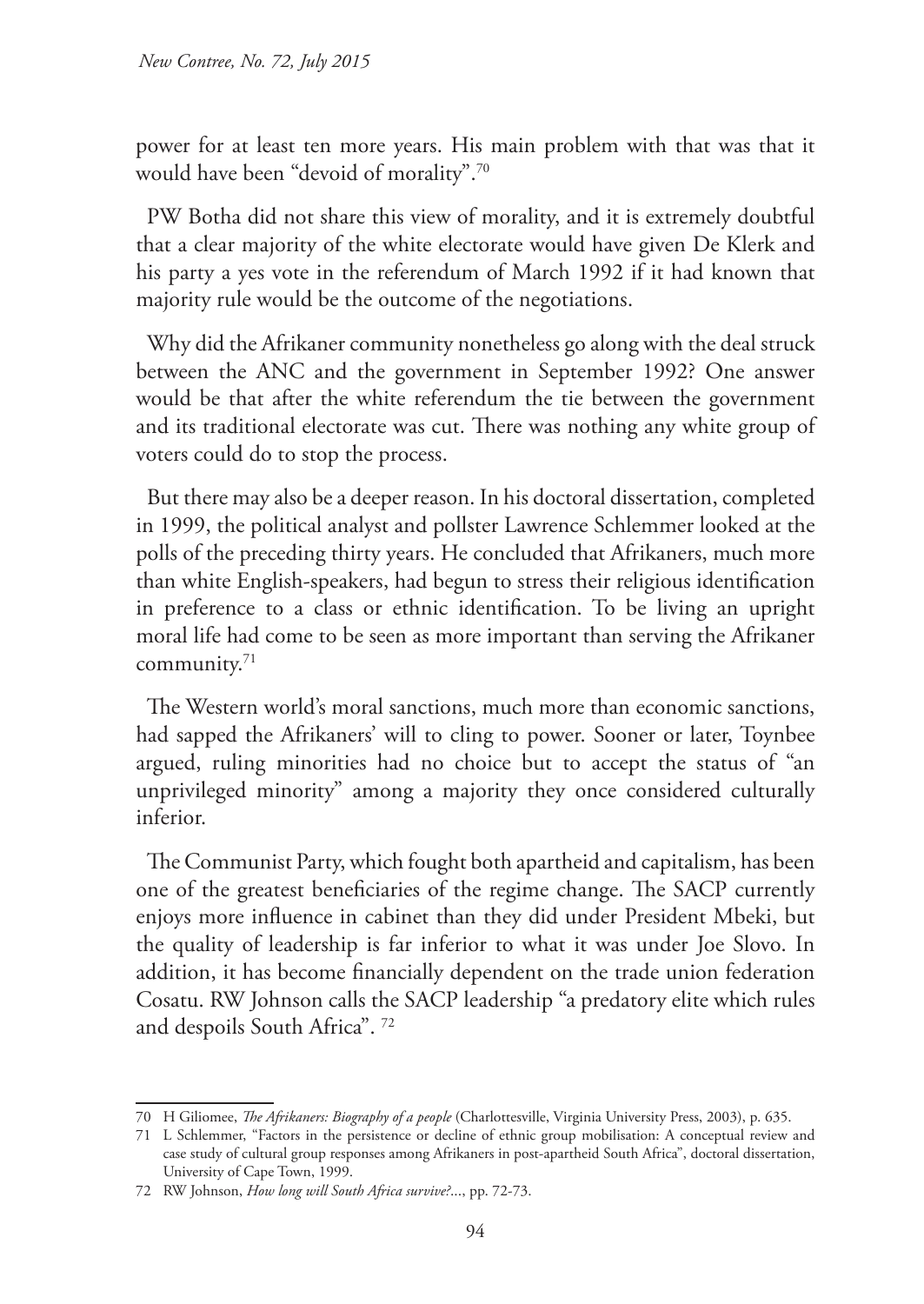power for at least ten more years. His main problem with that was that it would have been "devoid of morality".[70]

PW Botha did not share this view of morality, and it is extremely doubtful that a clear majority of the white electorate would have given De Klerk and his party a yes vote in the referendum of March 1992 if it had known that majority rule would be the outcome of the negotiations.

Why did the Afrikaner community nonetheless go along with the deal struck between the ANC and the government in September 1992? One answer would be that after the white referendum the tie between the government and its traditional electorate was cut. There was nothing any white group of voters could do to stop the process.

But there may also be a deeper reason. In his doctoral dissertation, completed in 1999, the political analyst and pollster Lawrence Schlemmer looked at the polls of the preceding thirty years. He concluded that Afrikaners, much more than white English-speakers, had begun to stress their religious identification in preference to a class or ethnic identification. To be living an upright moral life had come to be seen as more important than serving the Afrikaner community.[71]

The Western world's moral sanctions, much more than economic sanctions, had sapped the Afrikaners' will to cling to power. Sooner or later, Toynbee argued, ruling minorities had no choice but to accept the status of "an unprivileged minority" among a majority they once considered culturally inferior.

The Communist Party, which fought both apartheid and capitalism, has been one of the greatest beneficiaries of the regime change. The SACP currently enjoys more influence in cabinet than they did under President Mbeki, but the quality of leadership is far inferior to what it was under Joe Slovo. In addition, it has become financially dependent on the trade union federation Cosatu. RW Johnson calls the SACP leadership "a predatory elite which rules and despoils South Africa". [72]

---

70 H Giliomee, *The Afrikaners: Biography of a people* (Charlottesville, Virginia University Press, 2003), p. 635.

71 L Schlemmer, "Factors in the persistence or decline of ethnic group mobilisation: A conceptual review and case study of cultural group responses among Afrikaners in post-apartheid South Africa", doctoral dissertation, University of Cape Town, 1999.

72 RW Johnson, *How long will South Africa survive?...*, pp. 72-73.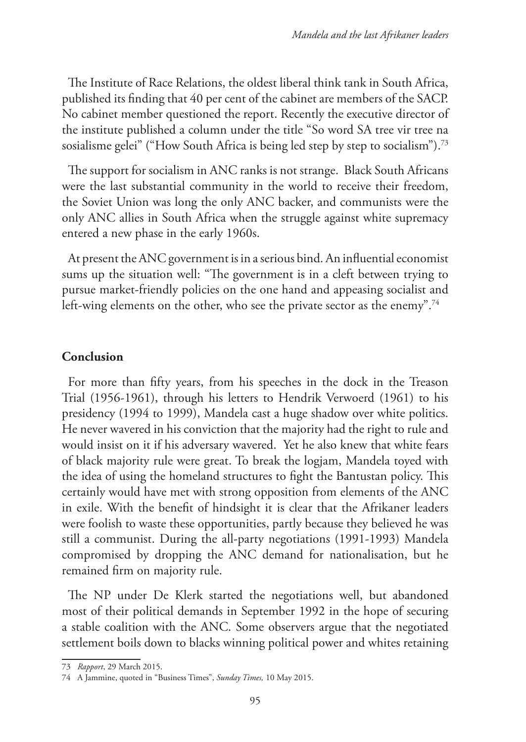The Institute of Race Relations, the oldest liberal think tank in South Africa, published its finding that 40 per cent of the cabinet are members of the SACP. No cabinet member questioned the report. Recently the executive director of the institute published a column under the title "So word SA tree vir tree na sosialisme gelei" ("How South Africa is being led step by step to socialism").[73]

The support for socialism in ANC ranks is not strange. Black South Africans were the last substantial community in the world to receive their freedom, the Soviet Union was long the only ANC backer, and communists were the only ANC allies in South Africa when the struggle against white supremacy entered a new phase in the early 1960s.

At present the ANC government is in a serious bind. An influential economist sums up the situation well: "The government is in a cleft between trying to pursue market-friendly policies on the one hand and appeasing socialist and left-wing elements on the other, who see the private sector as the enemy".[74]

## Conclusion

For more than fifty years, from his speeches in the dock in the Treason Trial (1956-1961), through his letters to Hendrik Verwoerd (1961) to his presidency (1994 to 1999), Mandela cast a huge shadow over white politics. He never wavered in his conviction that the majority had the right to rule and would insist on it if his adversary wavered. Yet he also knew that white fears of black majority rule were great. To break the logjam, Mandela toyed with the idea of using the homeland structures to fight the Bantustan policy. This certainly would have met with strong opposition from elements of the ANC in exile. With the benefit of hindsight it is clear that the Afrikaner leaders were foolish to waste these opportunities, partly because they believed he was still a communist. During the all-party negotiations (1991-1993) Mandela compromised by dropping the ANC demand for nationalisation, but he remained firm on majority rule.

The NP under De Klerk started the negotiations well, but abandoned most of their political demands in September 1992 in the hope of securing a stable coalition with the ANC. Some observers argue that the negotiated settlement boils down to blacks winning political power and whites retaining

---

73 *Rapport*, 29 March 2015.

74 A Jammine, quoted in "Business Times", *Sunday Times,* 10 May 2015.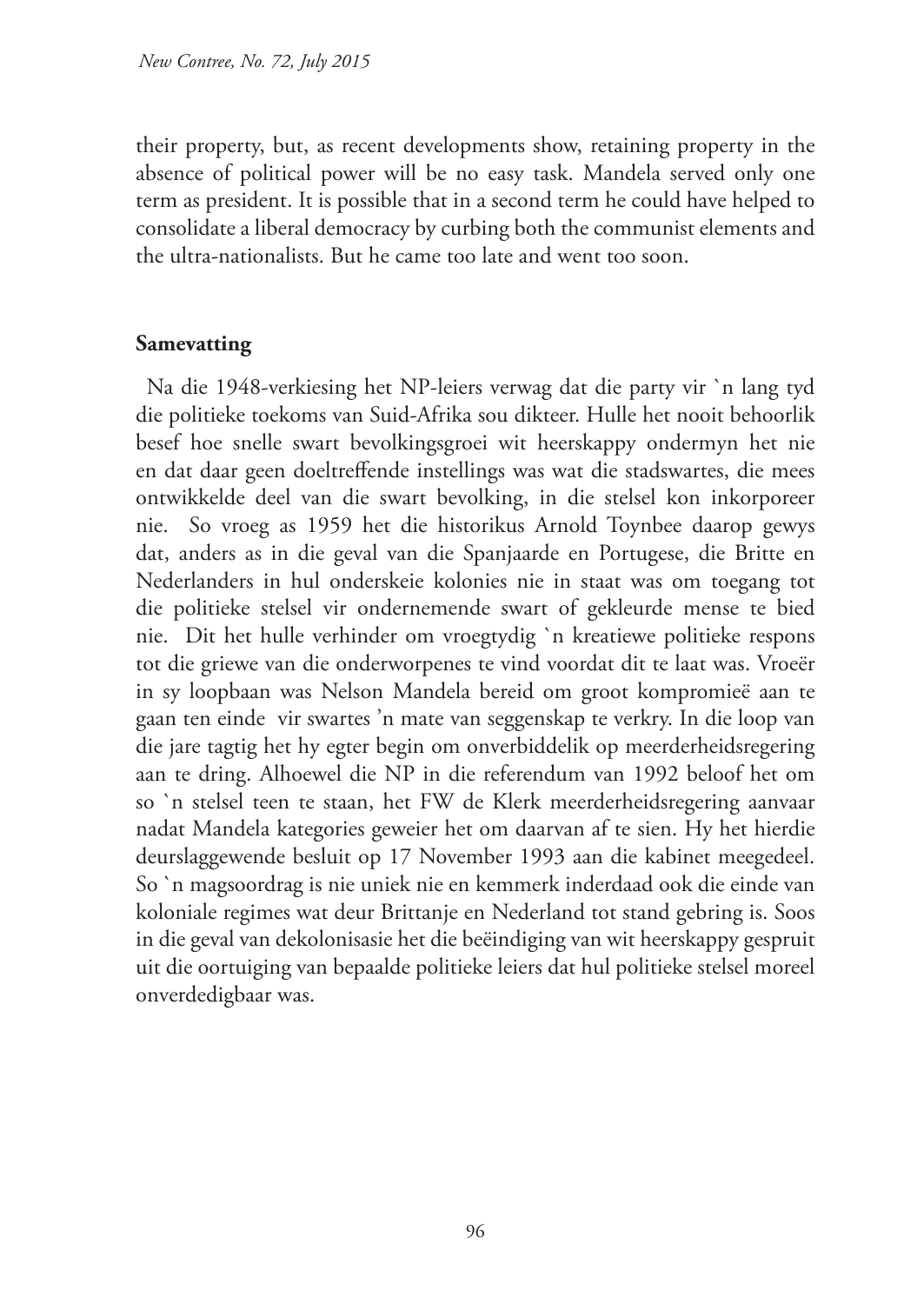their property, but, as recent developments show, retaining property in the absence of political power will be no easy task. Mandela served only one term as president. It is possible that in a second term he could have helped to consolidate a liberal democracy by curbing both the communist elements and the ultra-nationalists. But he came too late and went too soon.

## Samevatting

Na die 1948-verkiesing het NP-leiers verwag dat die party vir `n lang tyd die politieke toekoms van Suid-Afrika sou dikteer. Hulle het nooit behoorlik besef hoe snelle swart bevolkingsgroei wit heerskappy ondermyn het nie en dat daar geen doeltreffende instellings was wat die stadswartes, die mees ontwikkelde deel van die swart bevolking, in die stelsel kon inkorporeer nie. So vroeg as 1959 het die historikus Arnold Toynbee daarop gewys dat, anders as in die geval van die Spanjaarde en Portugese, die Britte en Nederlanders in hul onderskeie kolonies nie in staat was om toegang tot die politieke stelsel vir ondernemende swart of gekleurde mense te bied nie. Dit het hulle verhinder om vroegtydig `n kreatiewe politieke respons tot die griewe van die onderworpenes te vind voordat dit te laat was. Vroeër in sy loopbaan was Nelson Mandela bereid om groot kompromieë aan te gaan ten einde vir swartes 'n mate van seggenskap te verkry. In die loop van die jare tagtig het hy egter begin om onverbiddelik op meerderheidsregering aan te dring. Alhoewel die NP in die referendum van 1992 beloof het om so `n stelsel teen te staan, het FW de Klerk meerderheidsregering aanvaar nadat Mandela kategories geweier het om daarvan af te sien. Hy het hierdie deurslaggewende besluit op 17 November 1993 aan die kabinet meegedeel. So `n magsoordrag is nie uniek nie en kemmerk inderdaad ook die einde van koloniale regimes wat deur Brittanje en Nederland tot stand gebring is. Soos in die geval van dekolonisasie het die beëindiging van wit heerskappy gespruit uit die oortuiging van bepaalde politieke leiers dat hul politieke stelsel moreel onverdedigbaar was.